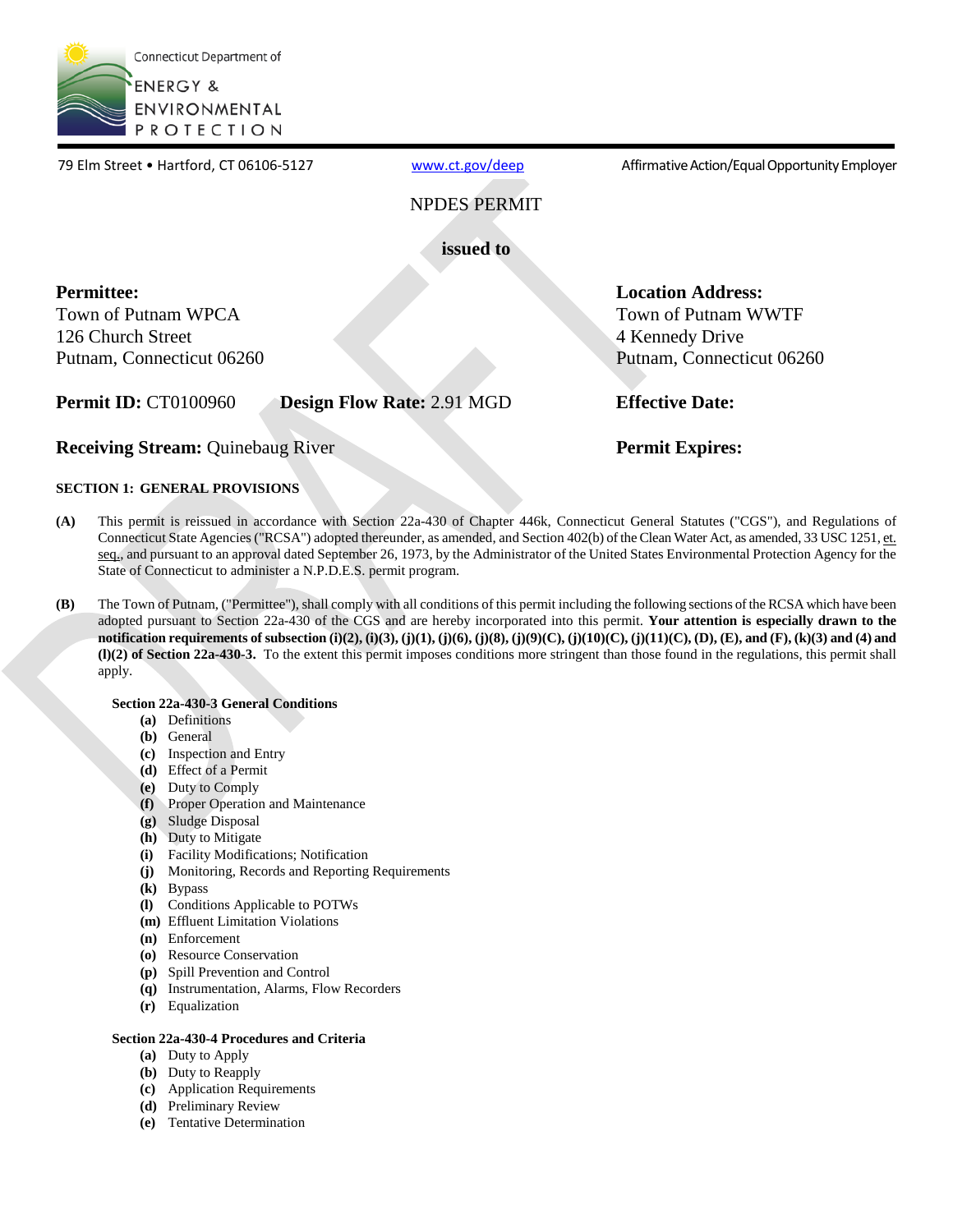Connecticut Department of ENERGY & ENVIRONMENTAL PROTECTION

79 Elm Street • Hartford, CT 06106-5127 www.ct.gov/deep Affirmative Action/Equal Opportunity Employer

NPDES PERMIT

**issued to**

**Permittee:**
Town of Putnam WPCA
126 Church Street
Putnam, Connecticut 06260

**Location Address:**
Town of Putnam WWTF
4 Kennedy Drive
Putnam, Connecticut 06260

**Permit ID:** CT0100960 **Design Flow Rate:** 2.91 MGD **Effective Date:**

**Receiving Stream:** Quinebaug River **Permit Expires:**

**SECTION 1: GENERAL PROVISIONS**

**(A)** This permit is reissued in accordance with Section 22a-430 of Chapter 446k, Connecticut General Statutes ("CGS"), and Regulations of Connecticut State Agencies ("RCSA") adopted thereunder, as amended, and Section 402(b) of the Clean Water Act, as amended, 33 USC 1251, et. seq., and pursuant to an approval dated September 26, 1973, by the Administrator of the United States Environmental Protection Agency for the State of Connecticut to administer a N.P.D.E.S. permit program.

**(B)** The Town of Putnam, ("Permittee"), shall comply with all conditions of this permit including the following sections of the RCSA which have been adopted pursuant to Section 22a-430 of the CGS and are hereby incorporated into this permit. **Your attention is especially drawn to the notification requirements of subsection (i)(2), (i)(3), (j)(1), (j)(6), (j)(8), (j)(9)(C), (j)(10)(C), (j)(11)(C), (D), (E), and (F), (k)(3) and (4) and (l)(2) of Section 22a-430-3.** To the extent this permit imposes conditions more stringent than those found in the regulations, this permit shall apply.

**Section 22a-430-3 General Conditions**

- **(a)** Definitions
- **(b)** General
- **(c)** Inspection and Entry
- **(d)** Effect of a Permit
- **(e)** Duty to Comply
- **(f)** Proper Operation and Maintenance
- **(g)** Sludge Disposal
- **(h)** Duty to Mitigate
- **(i)** Facility Modifications; Notification
- **(j)** Monitoring, Records and Reporting Requirements
- **(k)** Bypass
- **(l)** Conditions Applicable to POTWs
- **(m)** Effluent Limitation Violations
- **(n)** Enforcement
- **(o)** Resource Conservation
- **(p)** Spill Prevention and Control
- **(q)** Instrumentation, Alarms, Flow Recorders
- **(r)** Equalization

**Section 22a-430-4 Procedures and Criteria**

- **(a)** Duty to Apply
- **(b)** Duty to Reapply
- **(c)** Application Requirements
- **(d)** Preliminary Review
- **(e)** Tentative Determination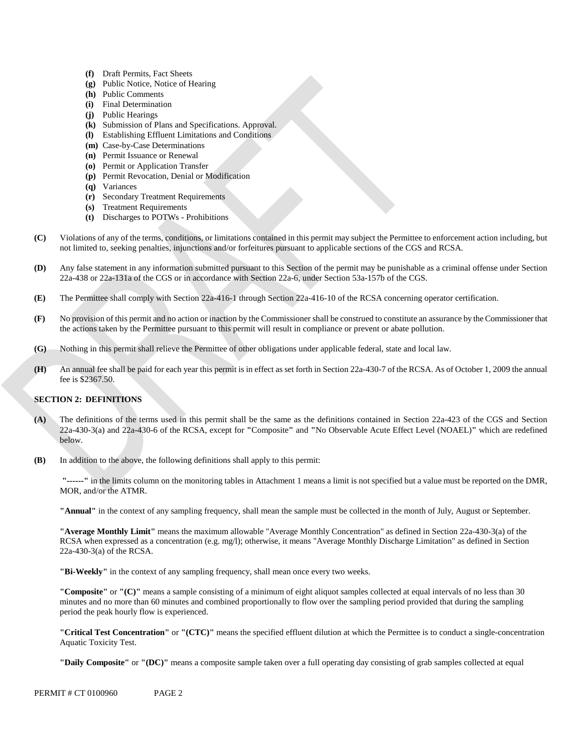- **(f)** Draft Permits, Fact Sheets
- **(g)** Public Notice, Notice of Hearing
- **(h)** Public Comments
- **(i)** Final Determination
- **(j)** Public Hearings
- **(k)** Submission of Plans and Specifications. Approval.
- **(l)** Establishing Effluent Limitations and Conditions
- **(m)** Case-by-Case Determinations
- **(n)** Permit Issuance or Renewal
- **(o)** Permit or Application Transfer
- **(p)** Permit Revocation, Denial or Modification
- **(q)** Variances
- **(r)** Secondary Treatment Requirements
- **(s)** Treatment Requirements
- **(t)** Discharges to POTWs - Prohibitions

**(C)** Violations of any of the terms, conditions, or limitations contained in this permit may subject the Permittee to enforcement action including, but not limited to, seeking penalties, injunctions and/or forfeitures pursuant to applicable sections of the CGS and RCSA.

**(D)** Any false statement in any information submitted pursuant to this Section of the permit may be punishable as a criminal offense under Section 22a-438 or 22a-131a of the CGS or in accordance with Section 22a-6, under Section 53a-157b of the CGS.

**(E)** The Permittee shall comply with Section 22a-416-1 through Section 22a-416-10 of the RCSA concerning operator certification.

**(F)** No provision of this permit and no action or inaction by the Commissioner shall be construed to constitute an assurance by the Commissioner that the actions taken by the Permittee pursuant to this permit will result in compliance or prevent or abate pollution.

**(G)** Nothing in this permit shall relieve the Permittee of other obligations under applicable federal, state and local law.

**(H)** An annual fee shall be paid for each year this permit is in effect as set forth in Section 22a-430-7 of the RCSA. As of October 1, 2009 the annual fee is $2367.50.

## SECTION 2: DEFINITIONS

**(A)** The definitions of the terms used in this permit shall be the same as the definitions contained in Section 22a-423 of the CGS and Section 22a-430-3(a) and 22a-430-6 of the RCSA, except for **"**Composite**"** and **"**No Observable Acute Effect Level (NOAEL)**"** which are redefined below.

**(B)** In addition to the above, the following definitions shall apply to this permit:

**"------"** in the limits column on the monitoring tables in Attachment 1 means a limit is not specified but a value must be reported on the DMR, MOR, and/or the ATMR.

**"Annual"** in the context of any sampling frequency, shall mean the sample must be collected in the month of July, August or September.

**"Average Monthly Limit"** means the maximum allowable "Average Monthly Concentration" as defined in Section 22a-430-3(a) of the RCSA when expressed as a concentration (e.g. mg/l); otherwise, it means "Average Monthly Discharge Limitation" as defined in Section 22a-430-3(a) of the RCSA.

**"Bi-Weekly"** in the context of any sampling frequency, shall mean once every two weeks.

**"Composite"** or **"(C)"** means a sample consisting of a minimum of eight aliquot samples collected at equal intervals of no less than 30 minutes and no more than 60 minutes and combined proportionally to flow over the sampling period provided that during the sampling period the peak hourly flow is experienced.

**"Critical Test Concentration"** or **"(CTC)"** means the specified effluent dilution at which the Permittee is to conduct a single-concentration Aquatic Toxicity Test.

**"Daily Composite"** or **"(DC)"** means a composite sample taken over a full operating day consisting of grab samples collected at equal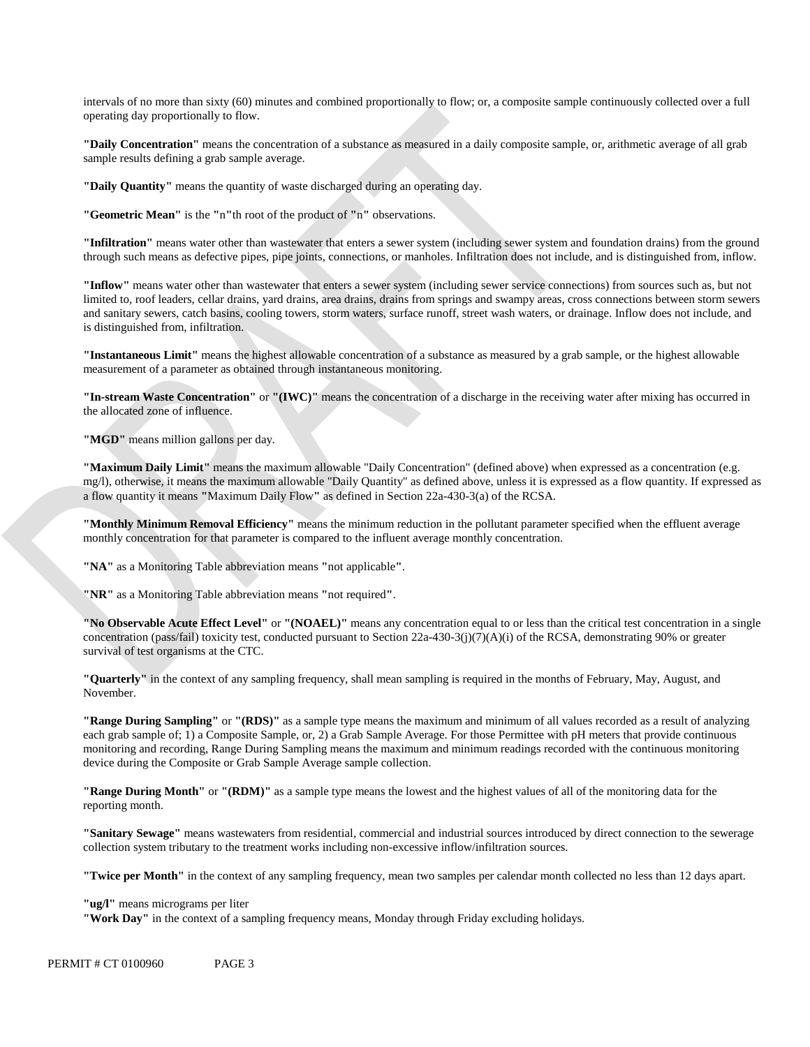intervals of no more than sixty (60) minutes and combined proportionally to flow; or, a composite sample continuously collected over a full operating day proportionally to flow.

**"Daily Concentration"** means the concentration of a substance as measured in a daily composite sample, or, arithmetic average of all grab sample results defining a grab sample average.

**"Daily Quantity"** means the quantity of waste discharged during an operating day.

**"Geometric Mean"** is the **"**n**"**th root of the product of **"**n**"** observations.

**"Infiltration"** means water other than wastewater that enters a sewer system (including sewer system and foundation drains) from the ground through such means as defective pipes, pipe joints, connections, or manholes. Infiltration does not include, and is distinguished from, inflow.

**"Inflow"** means water other than wastewater that enters a sewer system (including sewer service connections) from sources such as, but not limited to, roof leaders, cellar drains, yard drains, area drains, drains from springs and swampy areas, cross connections between storm sewers and sanitary sewers, catch basins, cooling towers, storm waters, surface runoff, street wash waters, or drainage. Inflow does not include, and is distinguished from, infiltration.

**"Instantaneous Limit"** means the highest allowable concentration of a substance as measured by a grab sample, or the highest allowable measurement of a parameter as obtained through instantaneous monitoring.

**"In-stream Waste Concentration"** or **"(IWC)"** means the concentration of a discharge in the receiving water after mixing has occurred in the allocated zone of influence.

**"MGD"** means million gallons per day.

**"Maximum Daily Limit"** means the maximum allowable "Daily Concentration" (defined above) when expressed as a concentration (e.g. mg/l), otherwise, it means the maximum allowable "Daily Quantity" as defined above, unless it is expressed as a flow quantity. If expressed as a flow quantity it means **"**Maximum Daily Flow**"** as defined in Section 22a-430-3(a) of the RCSA.

**"Monthly Minimum Removal Efficiency"** means the minimum reduction in the pollutant parameter specified when the effluent average monthly concentration for that parameter is compared to the influent average monthly concentration.

**"NA"** as a Monitoring Table abbreviation means **"**not applicable**"**.

**"NR"** as a Monitoring Table abbreviation means **"**not required**"**.

**"No Observable Acute Effect Level"** or **"(NOAEL)"** means any concentration equal to or less than the critical test concentration in a single concentration (pass/fail) toxicity test, conducted pursuant to Section 22a-430-3(j)(7)(A)(i) of the RCSA, demonstrating 90% or greater survival of test organisms at the CTC.

**"Quarterly"** in the context of any sampling frequency, shall mean sampling is required in the months of February, May, August, and November.

**"Range During Sampling"** or **"(RDS)"** as a sample type means the maximum and minimum of all values recorded as a result of analyzing each grab sample of; 1) a Composite Sample, or, 2) a Grab Sample Average. For those Permittee with pH meters that provide continuous monitoring and recording, Range During Sampling means the maximum and minimum readings recorded with the continuous monitoring device during the Composite or Grab Sample Average sample collection.

**"Range During Month"** or **"(RDM)"** as a sample type means the lowest and the highest values of all of the monitoring data for the reporting month.

**"Sanitary Sewage"** means wastewaters from residential, commercial and industrial sources introduced by direct connection to the sewerage collection system tributary to the treatment works including non-excessive inflow/infiltration sources.

**"Twice per Month"** in the context of any sampling frequency, mean two samples per calendar month collected no less than 12 days apart.

**"ug/l"** means micrograms per liter

**"Work Day"** in the context of a sampling frequency means, Monday through Friday excluding holidays.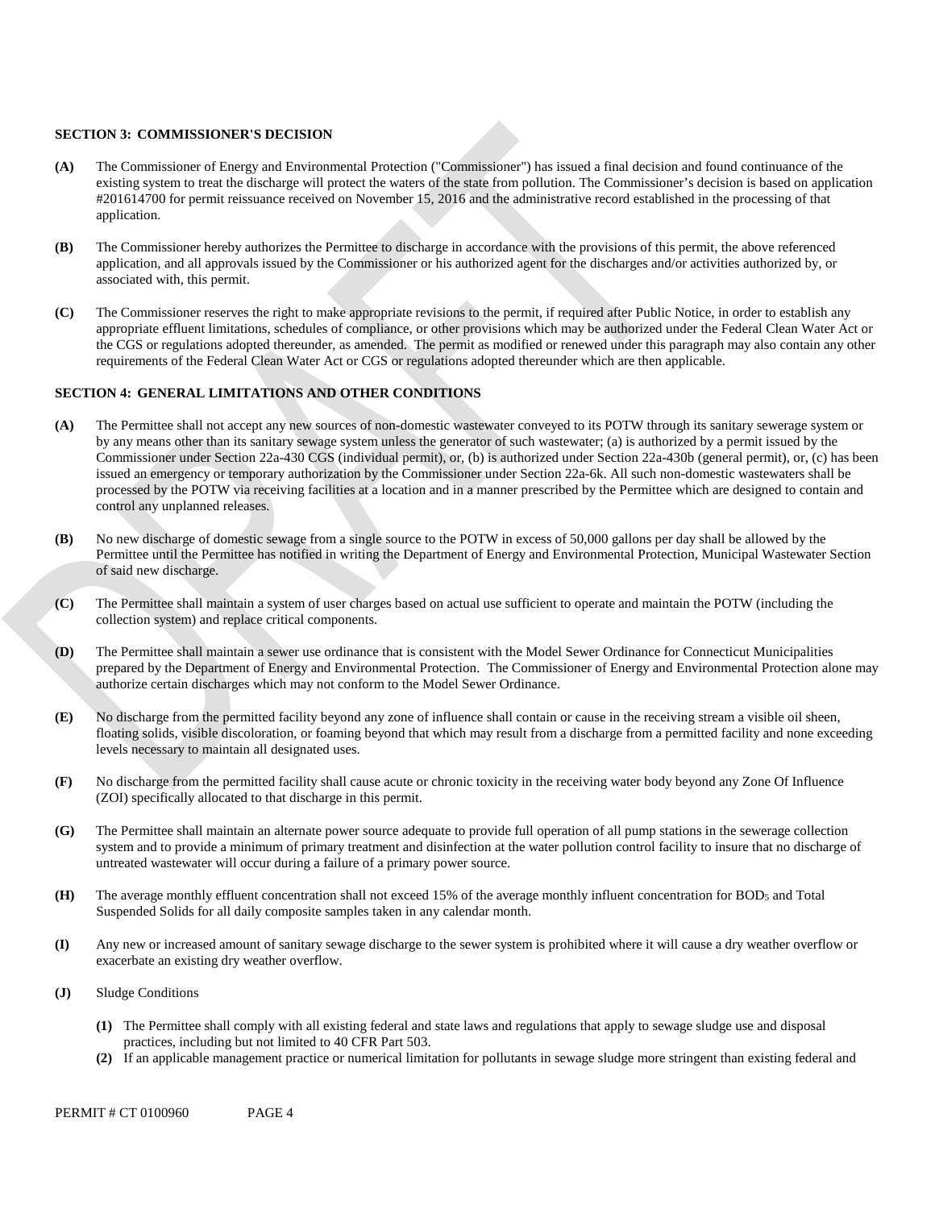## SECTION 3: COMMISSIONER'S DECISION

**(A)** The Commissioner of Energy and Environmental Protection ("Commissioner") has issued a final decision and found continuance of the existing system to treat the discharge will protect the waters of the state from pollution. The Commissioner's decision is based on application #201614700 for permit reissuance received on November 15, 2016 and the administrative record established in the processing of that application.

**(B)** The Commissioner hereby authorizes the Permittee to discharge in accordance with the provisions of this permit, the above referenced application, and all approvals issued by the Commissioner or his authorized agent for the discharges and/or activities authorized by, or associated with, this permit.

**(C)** The Commissioner reserves the right to make appropriate revisions to the permit, if required after Public Notice, in order to establish any appropriate effluent limitations, schedules of compliance, or other provisions which may be authorized under the Federal Clean Water Act or the CGS or regulations adopted thereunder, as amended. The permit as modified or renewed under this paragraph may also contain any other requirements of the Federal Clean Water Act or CGS or regulations adopted thereunder which are then applicable.

## SECTION 4: GENERAL LIMITATIONS AND OTHER CONDITIONS

**(A)** The Permittee shall not accept any new sources of non-domestic wastewater conveyed to its POTW through its sanitary sewerage system or by any means other than its sanitary sewage system unless the generator of such wastewater; (a) is authorized by a permit issued by the Commissioner under Section 22a-430 CGS (individual permit), or, (b) is authorized under Section 22a-430b (general permit), or, (c) has been issued an emergency or temporary authorization by the Commissioner under Section 22a-6k. All such non-domestic wastewaters shall be processed by the POTW via receiving facilities at a location and in a manner prescribed by the Permittee which are designed to contain and control any unplanned releases.

**(B)** No new discharge of domestic sewage from a single source to the POTW in excess of 50,000 gallons per day shall be allowed by the Permittee until the Permittee has notified in writing the Department of Energy and Environmental Protection, Municipal Wastewater Section of said new discharge.

**(C)** The Permittee shall maintain a system of user charges based on actual use sufficient to operate and maintain the POTW (including the collection system) and replace critical components.

**(D)** The Permittee shall maintain a sewer use ordinance that is consistent with the Model Sewer Ordinance for Connecticut Municipalities prepared by the Department of Energy and Environmental Protection. The Commissioner of Energy and Environmental Protection alone may authorize certain discharges which may not conform to the Model Sewer Ordinance.

**(E)** No discharge from the permitted facility beyond any zone of influence shall contain or cause in the receiving stream a visible oil sheen, floating solids, visible discoloration, or foaming beyond that which may result from a discharge from a permitted facility and none exceeding levels necessary to maintain all designated uses.

**(F)** No discharge from the permitted facility shall cause acute or chronic toxicity in the receiving water body beyond any Zone Of Influence (ZOI) specifically allocated to that discharge in this permit.

**(G)** The Permittee shall maintain an alternate power source adequate to provide full operation of all pump stations in the sewerage collection system and to provide a minimum of primary treatment and disinfection at the water pollution control facility to insure that no discharge of untreated wastewater will occur during a failure of a primary power source.

**(H)** The average monthly effluent concentration shall not exceed 15% of the average monthly influent concentration for $BOD_5$ and Total Suspended Solids for all daily composite samples taken in any calendar month.

**(I)** Any new or increased amount of sanitary sewage discharge to the sewer system is prohibited where it will cause a dry weather overflow or exacerbate an existing dry weather overflow.

**(J)** Sludge Conditions

**(1)** The Permittee shall comply with all existing federal and state laws and regulations that apply to sewage sludge use and disposal practices, including but not limited to 40 CFR Part 503.

**(2)** If an applicable management practice or numerical limitation for pollutants in sewage sludge more stringent than existing federal and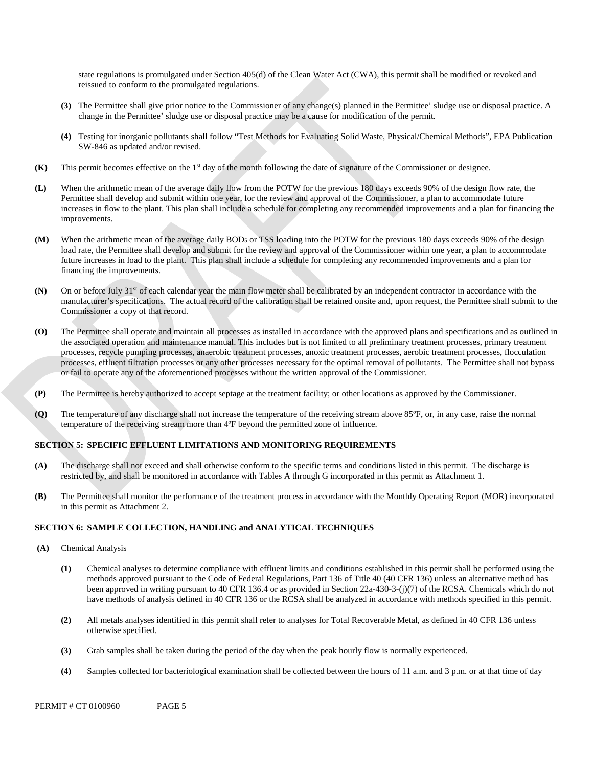state regulations is promulgated under Section 405(d) of the Clean Water Act (CWA), this permit shall be modified or revoked and reissued to conform to the promulgated regulations.

**(3)** The Permittee shall give prior notice to the Commissioner of any change(s) planned in the Permittee' sludge use or disposal practice. A change in the Permittee' sludge use or disposal practice may be a cause for modification of the permit.

**(4)** Testing for inorganic pollutants shall follow "Test Methods for Evaluating Solid Waste, Physical/Chemical Methods", EPA Publication SW-846 as updated and/or revised.

**(K)** This permit becomes effective on the 1st day of the month following the date of signature of the Commissioner or designee.

**(L)** When the arithmetic mean of the average daily flow from the POTW for the previous 180 days exceeds 90% of the design flow rate, the Permittee shall develop and submit within one year, for the review and approval of the Commissioner, a plan to accommodate future increases in flow to the plant. This plan shall include a schedule for completing any recommended improvements and a plan for financing the improvements.

**(M)** When the arithmetic mean of the average daily $BOD_5$ or TSS loading into the POTW for the previous 180 days exceeds 90% of the design load rate, the Permittee shall develop and submit for the review and approval of the Commissioner within one year, a plan to accommodate future increases in load to the plant. This plan shall include a schedule for completing any recommended improvements and a plan for financing the improvements.

**(N)** On or before July 31st of each calendar year the main flow meter shall be calibrated by an independent contractor in accordance with the manufacturer's specifications. The actual record of the calibration shall be retained onsite and, upon request, the Permittee shall submit to the Commissioner a copy of that record.

**(O)** The Permittee shall operate and maintain all processes as installed in accordance with the approved plans and specifications and as outlined in the associated operation and maintenance manual. This includes but is not limited to all preliminary treatment processes, primary treatment processes, recycle pumping processes, anaerobic treatment processes, anoxic treatment processes, aerobic treatment processes, flocculation processes, effluent filtration processes or any other processes necessary for the optimal removal of pollutants. The Permittee shall not bypass or fail to operate any of the aforementioned processes without the written approval of the Commissioner.

**(P)** The Permittee is hereby authorized to accept septage at the treatment facility; or other locations as approved by the Commissioner.

**(Q)** The temperature of any discharge shall not increase the temperature of the receiving stream above 85ºF, or, in any case, raise the normal temperature of the receiving stream more than 4ºF beyond the permitted zone of influence.

**SECTION 5: SPECIFIC EFFLUENT LIMITATIONS AND MONITORING REQUIREMENTS**

**(A)** The discharge shall not exceed and shall otherwise conform to the specific terms and conditions listed in this permit. The discharge is restricted by, and shall be monitored in accordance with Tables A through G incorporated in this permit as Attachment 1.

**(B)** The Permittee shall monitor the performance of the treatment process in accordance with the Monthly Operating Report (MOR) incorporated in this permit as Attachment 2.

**SECTION 6: SAMPLE COLLECTION, HANDLING and ANALYTICAL TECHNIQUES**

**(A)** Chemical Analysis

**(1)** Chemical analyses to determine compliance with effluent limits and conditions established in this permit shall be performed using the methods approved pursuant to the Code of Federal Regulations, Part 136 of Title 40 (40 CFR 136) unless an alternative method has been approved in writing pursuant to 40 CFR 136.4 or as provided in Section 22a-430-3-(j)(7) of the RCSA. Chemicals which do not have methods of analysis defined in 40 CFR 136 or the RCSA shall be analyzed in accordance with methods specified in this permit.

**(2)** All metals analyses identified in this permit shall refer to analyses for Total Recoverable Metal, as defined in 40 CFR 136 unless otherwise specified.

**(3)** Grab samples shall be taken during the period of the day when the peak hourly flow is normally experienced.

**(4)** Samples collected for bacteriological examination shall be collected between the hours of 11 a.m. and 3 p.m. or at that time of day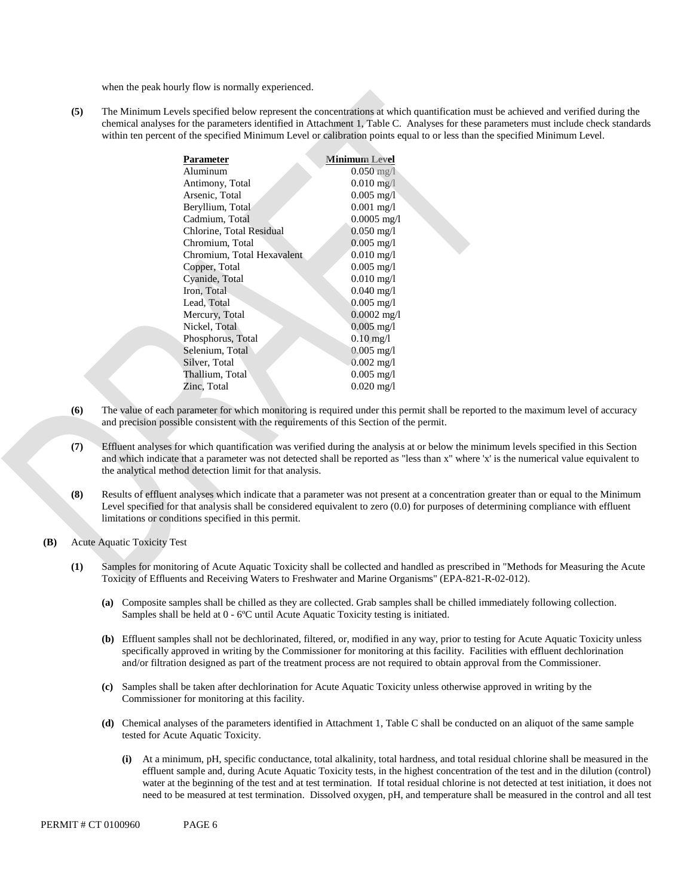when the peak hourly flow is normally experienced.

**(5)** The Minimum Levels specified below represent the concentrations at which quantification must be achieved and verified during the chemical analyses for the parameters identified in Attachment 1, Table C. Analyses for these parameters must include check standards within ten percent of the specified Minimum Level or calibration points equal to or less than the specified Minimum Level.

| Parameter | Minimum Level |
|---|---|
| Aluminum | 0.050 mg/l |
| Antimony, Total | 0.010 mg/l |
| Arsenic, Total | 0.005 mg/l |
| Beryllium, Total | 0.001 mg/l |
| Cadmium, Total | 0.0005 mg/l |
| Chlorine, Total Residual | 0.050 mg/l |
| Chromium, Total | 0.005 mg/l |
| Chromium, Total Hexavalent | 0.010 mg/l |
| Copper, Total | 0.005 mg/l |
| Cyanide, Total | 0.010 mg/l |
| Iron, Total | 0.040 mg/l |
| Lead, Total | 0.005 mg/l |
| Mercury, Total | 0.0002 mg/l |
| Nickel, Total | 0.005 mg/l |
| Phosphorus, Total | 0.10 mg/l |
| Selenium, Total | 0.005 mg/l |
| Silver, Total | 0.002 mg/l |
| Thallium, Total | 0.005 mg/l |
| Zinc, Total | 0.020 mg/l |

**(6)** The value of each parameter for which monitoring is required under this permit shall be reported to the maximum level of accuracy and precision possible consistent with the requirements of this Section of the permit.

**(7)** Effluent analyses for which quantification was verified during the analysis at or below the minimum levels specified in this Section and which indicate that a parameter was not detected shall be reported as "less than x" where 'x' is the numerical value equivalent to the analytical method detection limit for that analysis.

**(8)** Results of effluent analyses which indicate that a parameter was not present at a concentration greater than or equal to the Minimum Level specified for that analysis shall be considered equivalent to zero (0.0) for purposes of determining compliance with effluent limitations or conditions specified in this permit.

**(B)** Acute Aquatic Toxicity Test

**(1)** Samples for monitoring of Acute Aquatic Toxicity shall be collected and handled as prescribed in "Methods for Measuring the Acute Toxicity of Effluents and Receiving Waters to Freshwater and Marine Organisms" (EPA-821-R-02-012).

**(a)** Composite samples shall be chilled as they are collected. Grab samples shall be chilled immediately following collection. Samples shall be held at 0 - 6ºC until Acute Aquatic Toxicity testing is initiated.

**(b)** Effluent samples shall not be dechlorinated, filtered, or, modified in any way, prior to testing for Acute Aquatic Toxicity unless specifically approved in writing by the Commissioner for monitoring at this facility. Facilities with effluent dechlorination and/or filtration designed as part of the treatment process are not required to obtain approval from the Commissioner.

**(c)** Samples shall be taken after dechlorination for Acute Aquatic Toxicity unless otherwise approved in writing by the Commissioner for monitoring at this facility.

**(d)** Chemical analyses of the parameters identified in Attachment 1, Table C shall be conducted on an aliquot of the same sample tested for Acute Aquatic Toxicity.

**(i)** At a minimum, pH, specific conductance, total alkalinity, total hardness, and total residual chlorine shall be measured in the effluent sample and, during Acute Aquatic Toxicity tests, in the highest concentration of the test and in the dilution (control) water at the beginning of the test and at test termination. If total residual chlorine is not detected at test initiation, it does not need to be measured at test termination. Dissolved oxygen, pH, and temperature shall be measured in the control and all test

PERMIT # CT 0100960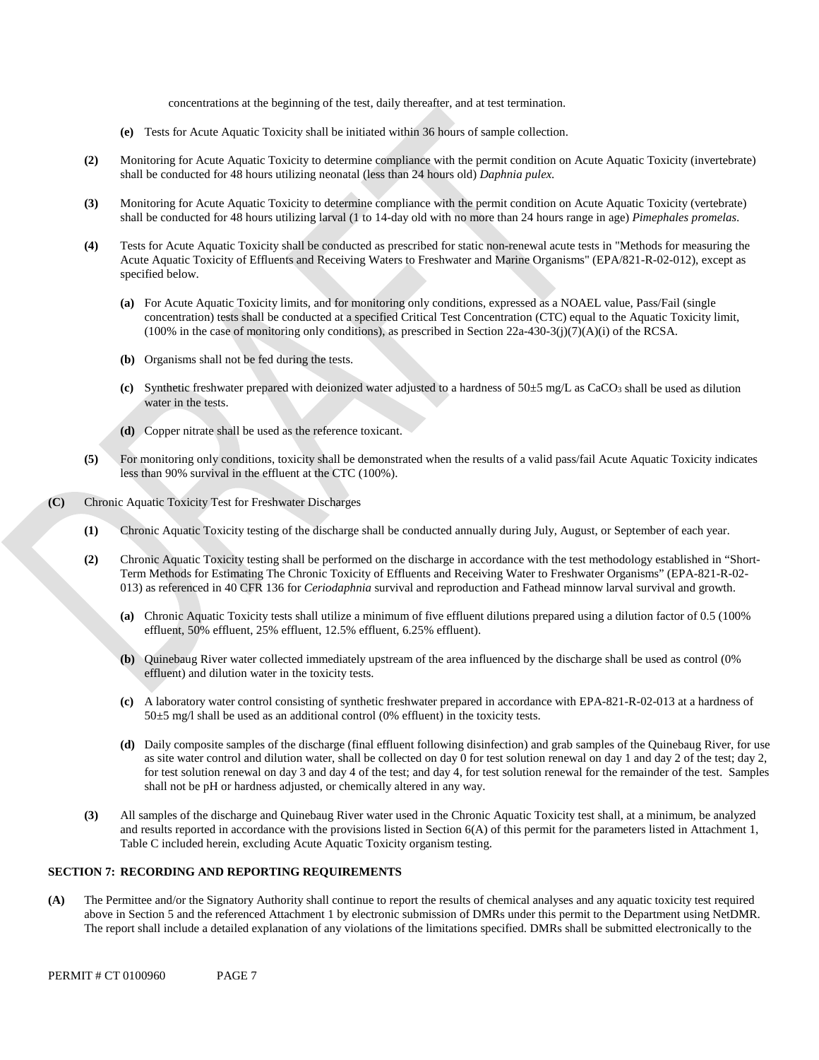concentrations at the beginning of the test, daily thereafter, and at test termination.

**(e)** Tests for Acute Aquatic Toxicity shall be initiated within 36 hours of sample collection.

**(2)** Monitoring for Acute Aquatic Toxicity to determine compliance with the permit condition on Acute Aquatic Toxicity (invertebrate) shall be conducted for 48 hours utilizing neonatal (less than 24 hours old) *Daphnia pulex.*

**(3)** Monitoring for Acute Aquatic Toxicity to determine compliance with the permit condition on Acute Aquatic Toxicity (vertebrate) shall be conducted for 48 hours utilizing larval (1 to 14-day old with no more than 24 hours range in age) *Pimephales promelas*.

**(4)** Tests for Acute Aquatic Toxicity shall be conducted as prescribed for static non-renewal acute tests in "Methods for measuring the Acute Aquatic Toxicity of Effluents and Receiving Waters to Freshwater and Marine Organisms" (EPA/821-R-02-012), except as specified below.

**(a)** For Acute Aquatic Toxicity limits, and for monitoring only conditions, expressed as a NOAEL value, Pass/Fail (single concentration) tests shall be conducted at a specified Critical Test Concentration (CTC) equal to the Aquatic Toxicity limit, (100% in the case of monitoring only conditions), as prescribed in Section 22a-430-3(j)(7)(A)(i) of the RCSA.

**(b)** Organisms shall not be fed during the tests.

**(c)** Synthetic freshwater prepared with deionized water adjusted to a hardness of 50±5 mg/L as $CaCO_3$ shall be used as dilution water in the tests.

**(d)** Copper nitrate shall be used as the reference toxicant.

**(5)** For monitoring only conditions, toxicity shall be demonstrated when the results of a valid pass/fail Acute Aquatic Toxicity indicates less than 90% survival in the effluent at the CTC (100%).

**(C)** Chronic Aquatic Toxicity Test for Freshwater Discharges

**(1)** Chronic Aquatic Toxicity testing of the discharge shall be conducted annually during July, August, or September of each year.

**(2)** Chronic Aquatic Toxicity testing shall be performed on the discharge in accordance with the test methodology established in "Short-Term Methods for Estimating The Chronic Toxicity of Effluents and Receiving Water to Freshwater Organisms" (EPA-821-R-02-013) as referenced in 40 CFR 136 for *Ceriodaphnia* survival and reproduction and Fathead minnow larval survival and growth.

**(a)** Chronic Aquatic Toxicity tests shall utilize a minimum of five effluent dilutions prepared using a dilution factor of 0.5 (100% effluent, 50% effluent, 25% effluent, 12.5% effluent, 6.25% effluent).

**(b)** Quinebaug River water collected immediately upstream of the area influenced by the discharge shall be used as control (0% effluent) and dilution water in the toxicity tests.

**(c)** A laboratory water control consisting of synthetic freshwater prepared in accordance with EPA-821-R-02-013 at a hardness of 50±5 mg/l shall be used as an additional control (0% effluent) in the toxicity tests.

**(d)** Daily composite samples of the discharge (final effluent following disinfection) and grab samples of the Quinebaug River, for use as site water control and dilution water, shall be collected on day 0 for test solution renewal on day 1 and day 2 of the test; day 2, for test solution renewal on day 3 and day 4 of the test; and day 4, for test solution renewal for the remainder of the test. Samples shall not be pH or hardness adjusted, or chemically altered in any way.

**(3)** All samples of the discharge and Quinebaug River water used in the Chronic Aquatic Toxicity test shall, at a minimum, be analyzed and results reported in accordance with the provisions listed in Section 6(A) of this permit for the parameters listed in Attachment 1, Table C included herein, excluding Acute Aquatic Toxicity organism testing.

## SECTION 7: RECORDING AND REPORTING REQUIREMENTS

**(A)** The Permittee and/or the Signatory Authority shall continue to report the results of chemical analyses and any aquatic toxicity test required above in Section 5 and the referenced Attachment 1 by electronic submission of DMRs under this permit to the Department using NetDMR. The report shall include a detailed explanation of any violations of the limitations specified. DMRs shall be submitted electronically to the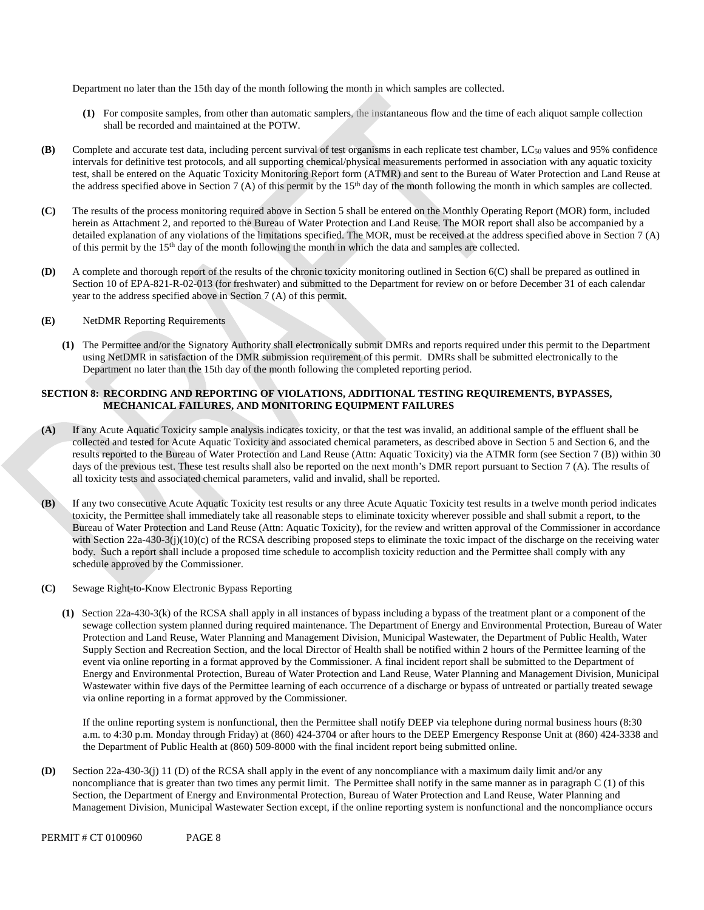Department no later than the 15th day of the month following the month in which samples are collected.

**(1)** For composite samples, from other than automatic samplers, the instantaneous flow and the time of each aliquot sample collection shall be recorded and maintained at the POTW.

**(B)** Complete and accurate test data, including percent survival of test organisms in each replicate test chamber, $LC_{50}$ values and 95% confidence intervals for definitive test protocols, and all supporting chemical/physical measurements performed in association with any aquatic toxicity test, shall be entered on the Aquatic Toxicity Monitoring Report form (ATMR) and sent to the Bureau of Water Protection and Land Reuse at the address specified above in Section 7 (A) of this permit by the 15th day of the month following the month in which samples are collected.

**(C)** The results of the process monitoring required above in Section 5 shall be entered on the Monthly Operating Report (MOR) form, included herein as Attachment 2, and reported to the Bureau of Water Protection and Land Reuse. The MOR report shall also be accompanied by a detailed explanation of any violations of the limitations specified. The MOR, must be received at the address specified above in Section 7 (A) of this permit by the 15th day of the month following the month in which the data and samples are collected.

**(D)** A complete and thorough report of the results of the chronic toxicity monitoring outlined in Section 6(C) shall be prepared as outlined in Section 10 of EPA-821-R-02-013 (for freshwater) and submitted to the Department for review on or before December 31 of each calendar year to the address specified above in Section 7 (A) of this permit.

**(E)** NetDMR Reporting Requirements

**(1)** The Permittee and/or the Signatory Authority shall electronically submit DMRs and reports required under this permit to the Department using NetDMR in satisfaction of the DMR submission requirement of this permit. DMRs shall be submitted electronically to the Department no later than the 15th day of the month following the completed reporting period.

### SECTION 8: RECORDING AND REPORTING OF VIOLATIONS, ADDITIONAL TESTING REQUIREMENTS, BYPASSES, MECHANICAL FAILURES, AND MONITORING EQUIPMENT FAILURES

**(A)** If any Acute Aquatic Toxicity sample analysis indicates toxicity, or that the test was invalid, an additional sample of the effluent shall be collected and tested for Acute Aquatic Toxicity and associated chemical parameters, as described above in Section 5 and Section 6, and the results reported to the Bureau of Water Protection and Land Reuse (Attn: Aquatic Toxicity) via the ATMR form (see Section 7 (B)) within 30 days of the previous test. These test results shall also be reported on the next month's DMR report pursuant to Section 7 (A). The results of all toxicity tests and associated chemical parameters, valid and invalid, shall be reported.

**(B)** If any two consecutive Acute Aquatic Toxicity test results or any three Acute Aquatic Toxicity test results in a twelve month period indicates toxicity, the Permittee shall immediately take all reasonable steps to eliminate toxicity wherever possible and shall submit a report, to the Bureau of Water Protection and Land Reuse (Attn: Aquatic Toxicity), for the review and written approval of the Commissioner in accordance with Section 22a-430-3(j)(10)(c) of the RCSA describing proposed steps to eliminate the toxic impact of the discharge on the receiving water body. Such a report shall include a proposed time schedule to accomplish toxicity reduction and the Permittee shall comply with any schedule approved by the Commissioner.

**(C)** Sewage Right-to-Know Electronic Bypass Reporting

**(1)** Section 22a-430-3(k) of the RCSA shall apply in all instances of bypass including a bypass of the treatment plant or a component of the sewage collection system planned during required maintenance. The Department of Energy and Environmental Protection, Bureau of Water Protection and Land Reuse, Water Planning and Management Division, Municipal Wastewater, the Department of Public Health, Water Supply Section and Recreation Section, and the local Director of Health shall be notified within 2 hours of the Permittee learning of the event via online reporting in a format approved by the Commissioner. A final incident report shall be submitted to the Department of Energy and Environmental Protection, Bureau of Water Protection and Land Reuse, Water Planning and Management Division, Municipal Wastewater within five days of the Permittee learning of each occurrence of a discharge or bypass of untreated or partially treated sewage via online reporting in a format approved by the Commissioner.

If the online reporting system is nonfunctional, then the Permittee shall notify DEEP via telephone during normal business hours (8:30 a.m. to 4:30 p.m. Monday through Friday) at (860) 424-3704 or after hours to the DEEP Emergency Response Unit at (860) 424-3338 and the Department of Public Health at (860) 509-8000 with the final incident report being submitted online.

**(D)** Section 22a-430-3(j) 11 (D) of the RCSA shall apply in the event of any noncompliance with a maximum daily limit and/or any noncompliance that is greater than two times any permit limit. The Permittee shall notify in the same manner as in paragraph C (1) of this Section, the Department of Energy and Environmental Protection, Bureau of Water Protection and Land Reuse, Water Planning and Management Division, Municipal Wastewater Section except, if the online reporting system is nonfunctional and the noncompliance occurs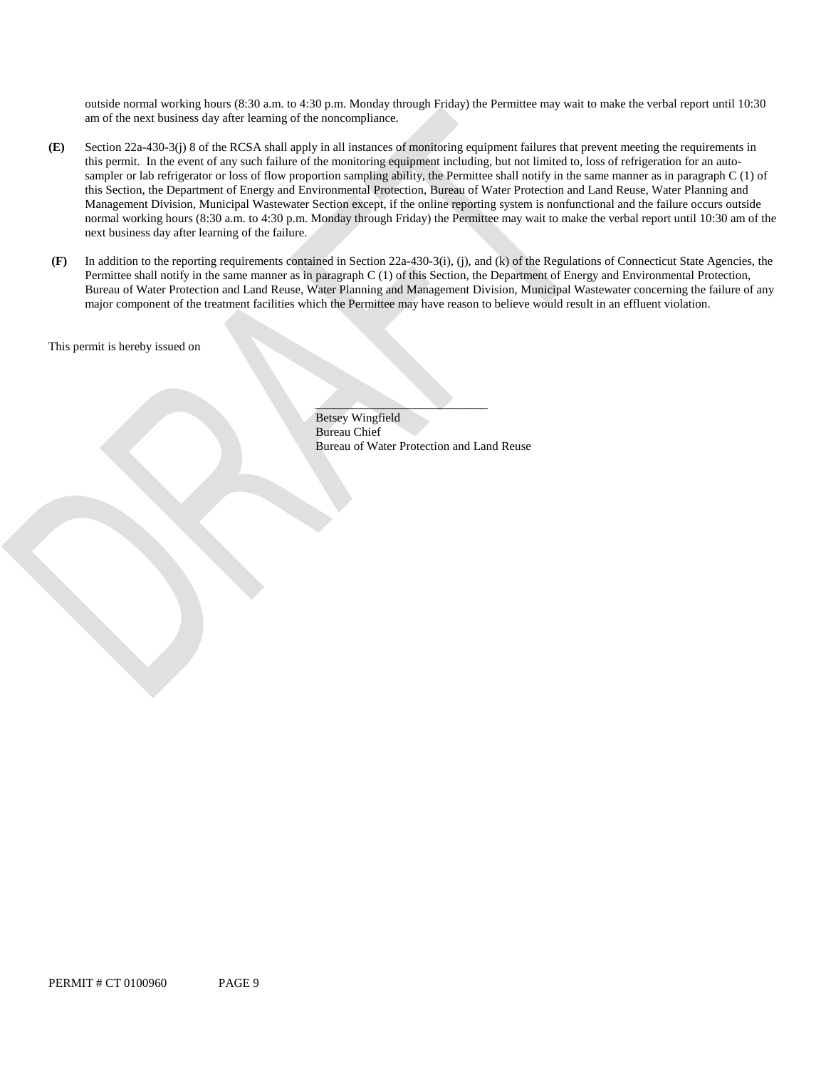outside normal working hours (8:30 a.m. to 4:30 p.m. Monday through Friday) the Permittee may wait to make the verbal report until 10:30 am of the next business day after learning of the noncompliance.

**(E)** Section 22a-430-3(j) 8 of the RCSA shall apply in all instances of monitoring equipment failures that prevent meeting the requirements in this permit. In the event of any such failure of the monitoring equipment including, but not limited to, loss of refrigeration for an auto-sampler or lab refrigerator or loss of flow proportion sampling ability, the Permittee shall notify in the same manner as in paragraph C (1) of this Section, the Department of Energy and Environmental Protection, Bureau of Water Protection and Land Reuse, Water Planning and Management Division, Municipal Wastewater Section except, if the online reporting system is nonfunctional and the failure occurs outside normal working hours (8:30 a.m. to 4:30 p.m. Monday through Friday) the Permittee may wait to make the verbal report until 10:30 am of the next business day after learning of the failure.

**(F)** In addition to the reporting requirements contained in Section 22a-430-3(i), (j), and (k) of the Regulations of Connecticut State Agencies, the Permittee shall notify in the same manner as in paragraph C (1) of this Section, the Department of Energy and Environmental Protection, Bureau of Water Protection and Land Reuse, Water Planning and Management Division, Municipal Wastewater concerning the failure of any major component of the treatment facilities which the Permittee may have reason to believe would result in an effluent violation.

This permit is hereby issued on

\_\_\_\_\_\_\_\_\_\_\_\_\_\_\_\_\_\_\_\_\_\_\_\_\_\_\_\_
Betsey Wingfield
Bureau Chief
Bureau of Water Protection and Land Reuse

PERMIT # CT 0100960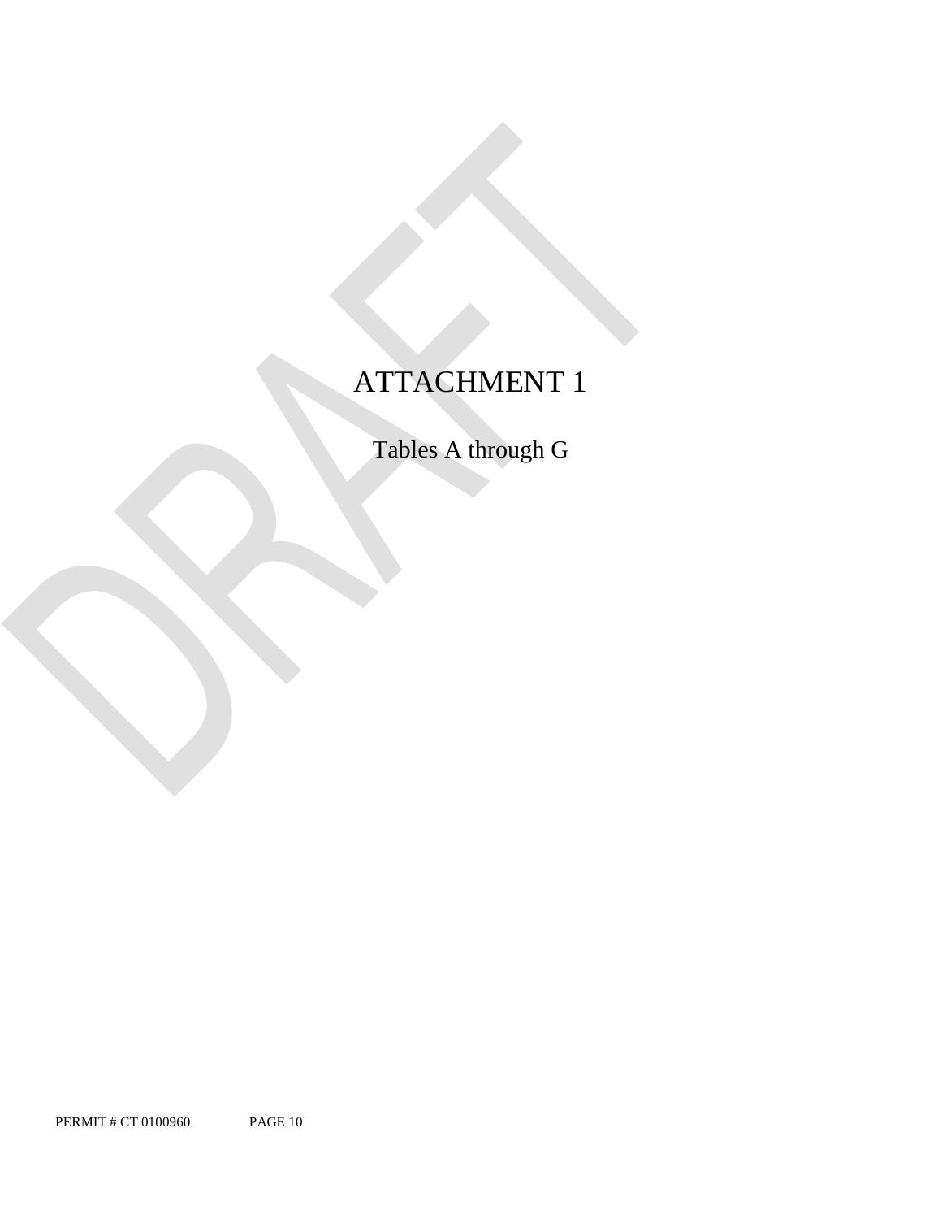# ATTACHMENT 1

## Tables A through G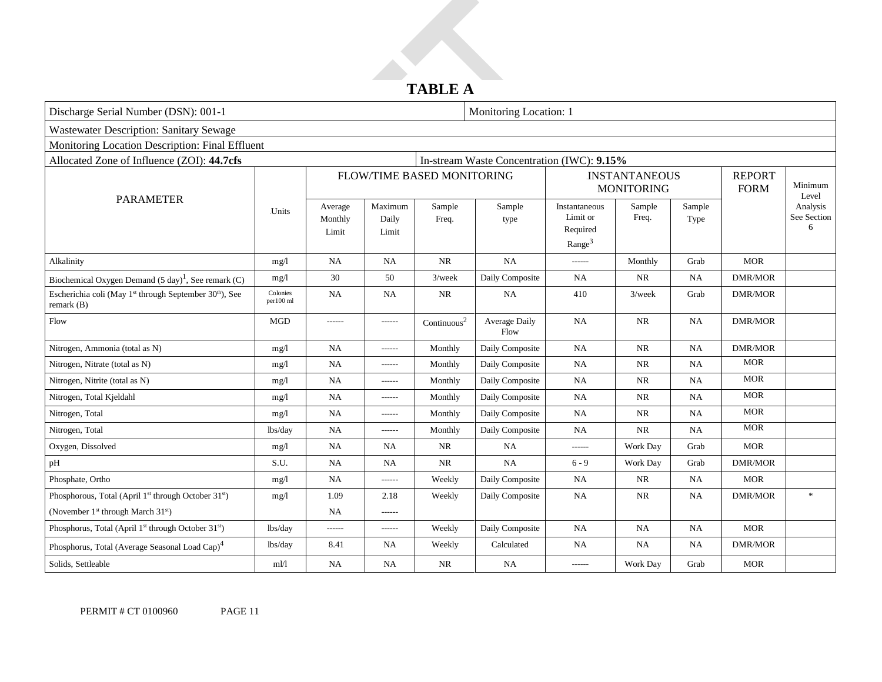# TABLE A

| Discharge Serial Number (DSN): 001-1 | | | | | | Monitoring Location: 1 | | | | |
|---|---|---|---|---|---|---|---|---|---|---|
| Wastewater Description: Sanitary Sewage | | | | | | | | | | |
| Monitoring Location Description: Final Effluent | | | | | | | | | | |
| Allocated Zone of Influence (ZOI): **44.7cfs** | | | | | In-stream Waste Concentration (IWC): **9.15%** | | | | | |
| PARAMETER | Units | FLOW/TIME BASED MONITORING | | | | INSTANTANEOUS MONITORING | | | REPORT FORM | Minimum Level Analysis See Section 6 |
| | | Average Monthly Limit | Maximum Daily Limit | Sample Freq. | Sample type | Instantaneous Limit or Required Range[3] | Sample Freq. | Sample Type | | |
| Alkalinity | mg/l | NA | NA | NR | NA | ------ | Monthly | Grab | MOR | |
| Biochemical Oxygen Demand (5 day)[1], See remark (C) | mg/l | 30 | 50 | 3/week | Daily Composite | NA | NR | NA | DMR/MOR | |
| Escherichia coli (May 1st through September 30th), See remark (B) | Colonies per100 ml | NA | NA | NR | NA | 410 | 3/week | Grab | DMR/MOR | |
| Flow | MGD | ------ | ------ | Continuous[2] | Average Daily Flow | NA | NR | NA | DMR/MOR | |
| Nitrogen, Ammonia (total as N) | mg/l | NA | ------ | Monthly | Daily Composite | NA | NR | NA | DMR/MOR | |
| Nitrogen, Nitrate (total as N) | mg/l | NA | ------ | Monthly | Daily Composite | NA | NR | NA | MOR | |
| Nitrogen, Nitrite (total as N) | mg/l | NA | ------ | Monthly | Daily Composite | NA | NR | NA | MOR | |
| Nitrogen, Total Kjeldahl | mg/l | NA | ------ | Monthly | Daily Composite | NA | NR | NA | MOR | |
| Nitrogen, Total | mg/l | NA | ------ | Monthly | Daily Composite | NA | NR | NA | MOR | |
| Nitrogen, Total | lbs/day | NA | ------ | Monthly | Daily Composite | NA | NR | NA | MOR | |
| Oxygen, Dissolved | mg/l | NA | NA | NR | NA | ------ | Work Day | Grab | MOR | |
| pH | S.U. | NA | NA | NR | NA | 6 - 9 | Work Day | Grab | DMR/MOR | |
| Phosphate, Ortho | mg/l | NA | ------ | Weekly | Daily Composite | NA | NR | NA | MOR | |
| Phosphorous, Total (April 1st through October 31st)<br>(November 1st through March 31st) | mg/l | 1.09<br>NA | 2.18<br>------ | Weekly | Daily Composite | NA | NR | NA | DMR/MOR | * |
| Phosphorus, Total (April 1st through October 31st) | lbs/day | ------ | ------ | Weekly | Daily Composite | NA | NA | NA | MOR | |
| Phosphorus, Total (Average Seasonal Load Cap)[4] | lbs/day | 8.41 | NA | Weekly | Calculated | NA | NA | NA | DMR/MOR | |
| Solids, Settleable | ml/l | NA | NA | NR | NA | ------ | Work Day | Grab | MOR | |

PERMIT # CT 0100960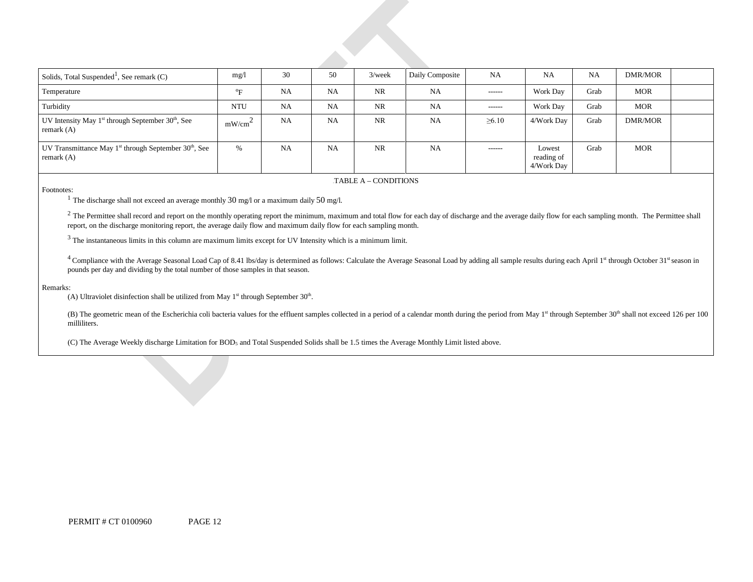| | | | | | | | | | | |
|---|---|---|---|---|---|---|---|---|---|---|
| Solids, Total Suspended[1], See remark (C) | mg/l | 30 | 50 | 3/week | Daily Composite | NA | NA | NA | DMR/MOR | |
| Temperature | °F | NA | NA | NR | NA | ------ | Work Day | Grab | MOR | |
| Turbidity | NTU | NA | NA | NR | NA | ------ | Work Day | Grab | MOR | |
| UV Intensity May 1st through September 30th, See remark (A) | $mW/cm^2$ | NA | NA | NR | NA | ≥6.10 | 4/Work Day | Grab | DMR/MOR | |
| UV Transmittance May 1st through September 30th, See remark (A) | % | NA | NA | NR | NA | ------ | Lowest reading of 4/Work Day | Grab | MOR | |

TABLE A – CONDITIONS

Footnotes:

[1] The discharge shall not exceed an average monthly 30 mg/l or a maximum daily 50 mg/l.

[2] The Permittee shall record and report on the monthly operating report the minimum, maximum and total flow for each day of discharge and the average daily flow for each sampling month. The Permittee shall report, on the discharge monitoring report, the average daily flow and maximum daily flow for each sampling month.

[3] The instantaneous limits in this column are maximum limits except for UV Intensity which is a minimum limit.

[4] Compliance with the Average Seasonal Load Cap of 8.41 lbs/day is determined as follows: Calculate the Average Seasonal Load by adding all sample results during each April 1st through October 31st season in pounds per day and dividing by the total number of those samples in that season.

Remarks:

(A) Ultraviolet disinfection shall be utilized from May 1st through September 30th.

(B) The geometric mean of the Escherichia coli bacteria values for the effluent samples collected in a period of a calendar month during the period from May 1st through September 30th shall not exceed 126 per 100 milliliters.

(C) The Average Weekly discharge Limitation for $BOD_5$ and Total Suspended Solids shall be 1.5 times the Average Monthly Limit listed above.

PERMIT # CT 0100960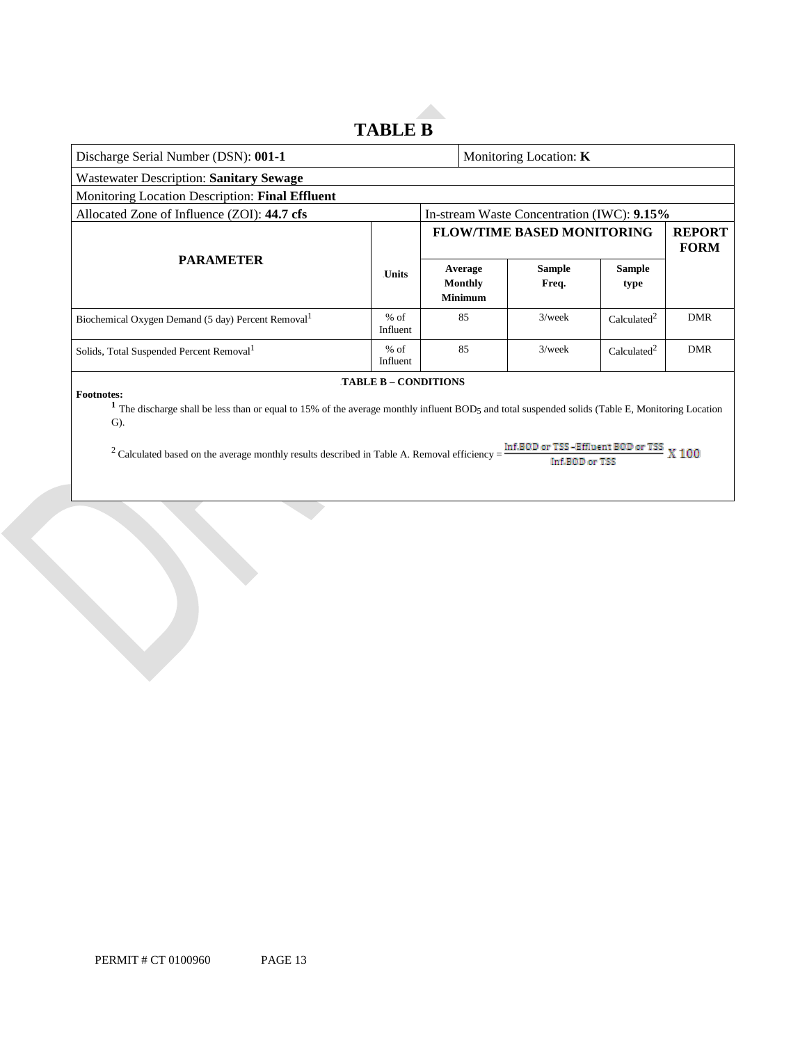# TABLE B

| Discharge Serial Number (DSN): **001-1** | | Monitoring Location: **K** | | | |
|---|---|---|---|---|---|
| Wastewater Description: **Sanitary Sewage** | | | | | |
| Monitoring Location Description: **Final Effluent** | | | | | |
| Allocated Zone of Influence (ZOI): **44.7 cfs** | | In-stream Waste Concentration (IWC): **9.15%** | | | |
| **PARAMETER** | **Units** | **FLOW/TIME BASED MONITORING** | | | **REPORT FORM** |
| | | **Average Monthly Minimum** | **Sample Freq.** | **Sample type** | |
| Biochemical Oxygen Demand (5 day) Percent Removal[1] | % of Influent | 85 | 3/week | Calculated[2] | DMR |
| Solids, Total Suspended Percent Removal[1] | % of Influent | 85 | 3/week | Calculated[2] | DMR |

**TABLE B – CONDITIONS**

**Footnotes:**

[1] The discharge shall be less than or equal to 15% of the average monthly influent $BOD_5$ and total suspended solids (Table E, Monitoring Location G).

[2] Calculated based on the average monthly results described in Table A. Removal efficiency = $\frac{\text{Inf.BOD or TSS} - \text{Effluent BOD or TSS}}{\text{Inf.BOD or TSS}} \times 100$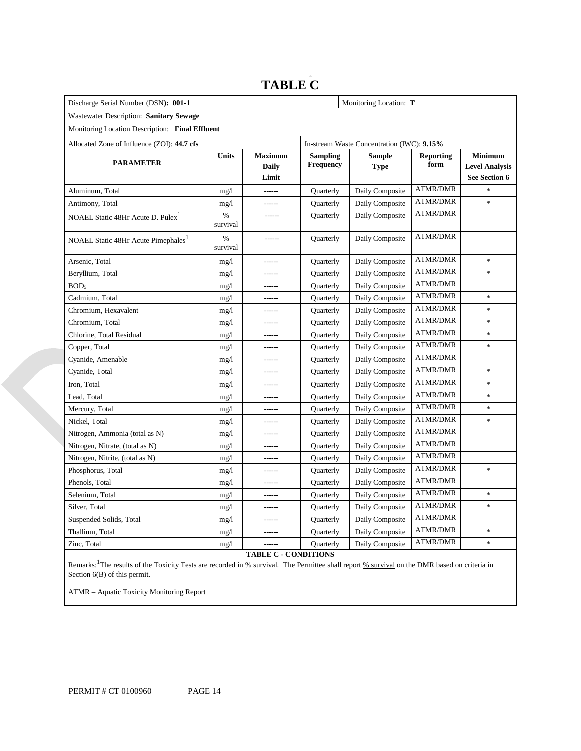# TABLE C

| Discharge Serial Number (DSN): **001-1** | | | | Monitoring Location: **T** | | |
|---|---|---|---|---|---|---|
| Wastewater Description: **Sanitary Sewage** | | | | | | |
| Monitoring Location Description: **Final Effluent** | | | | | | |
| Allocated Zone of Influence (ZOI): **44.7 cfs** | | | In-stream Waste Concentration (IWC): **9.15%** | | | |
| **PARAMETER** | **Units** | **Maximum Daily Limit** | **Sampling Frequency** | **Sample Type** | **Reporting form** | **Minimum Level Analysis See Section 6** |
| Aluminum, Total | mg/l | ------ | Quarterly | Daily Composite | ATMR/DMR | * |
| Antimony, Total | mg/l | ------ | Quarterly | Daily Composite | ATMR/DMR | * |
| NOAEL Static 48Hr Acute D. Pulex[1] | % survival | ------ | Quarterly | Daily Composite | ATMR/DMR | |
| NOAEL Static 48Hr Acute Pimephales[1] | % survival | ------ | Quarterly | Daily Composite | ATMR/DMR | |
| Arsenic, Total | mg/l | ------ | Quarterly | Daily Composite | ATMR/DMR | * |
| Beryllium, Total | mg/l | ------ | Quarterly | Daily Composite | ATMR/DMR | * |
| $BOD_5$ | mg/l | ------ | Quarterly | Daily Composite | ATMR/DMR | |
| Cadmium, Total | mg/l | ------ | Quarterly | Daily Composite | ATMR/DMR | * |
| Chromium, Hexavalent | mg/l | ------ | Quarterly | Daily Composite | ATMR/DMR | * |
| Chromium, Total | mg/l | ------ | Quarterly | Daily Composite | ATMR/DMR | * |
| Chlorine, Total Residual | mg/l | ------ | Quarterly | Daily Composite | ATMR/DMR | * |
| Copper, Total | mg/l | ------ | Quarterly | Daily Composite | ATMR/DMR | * |
| Cyanide, Amenable | mg/l | ------ | Quarterly | Daily Composite | ATMR/DMR | |
| Cyanide, Total | mg/l | ------ | Quarterly | Daily Composite | ATMR/DMR | * |
| Iron, Total | mg/l | ------ | Quarterly | Daily Composite | ATMR/DMR | * |
| Lead, Total | mg/l | ------ | Quarterly | Daily Composite | ATMR/DMR | * |
| Mercury, Total | mg/l | ------ | Quarterly | Daily Composite | ATMR/DMR | * |
| Nickel, Total | mg/l | ------ | Quarterly | Daily Composite | ATMR/DMR | * |
| Nitrogen, Ammonia (total as N) | mg/l | ------ | Quarterly | Daily Composite | ATMR/DMR | |
| Nitrogen, Nitrate, (total as N) | mg/l | ------ | Quarterly | Daily Composite | ATMR/DMR | |
| Nitrogen, Nitrite, (total as N) | mg/l | ------ | Quarterly | Daily Composite | ATMR/DMR | |
| Phosphorus, Total | mg/l | ------ | Quarterly | Daily Composite | ATMR/DMR | * |
| Phenols, Total | mg/l | ------ | Quarterly | Daily Composite | ATMR/DMR | |
| Selenium, Total | mg/l | ------ | Quarterly | Daily Composite | ATMR/DMR | * |
| Silver, Total | mg/l | ------ | Quarterly | Daily Composite | ATMR/DMR | * |
| Suspended Solids, Total | mg/l | ------ | Quarterly | Daily Composite | ATMR/DMR | |
| Thallium, Total | mg/l | ------ | Quarterly | Daily Composite | ATMR/DMR | * |
| Zinc, Total | mg/l | ------ | Quarterly | Daily Composite | ATMR/DMR | * |

**TABLE C - CONDITIONS**

Remarks:[1]The results of the Toxicity Tests are recorded in % survival. The Permittee shall report % survival on the DMR based on criteria in Section 6(B) of this permit.

ATMR – Aquatic Toxicity Monitoring Report

PERMIT # CT 0100960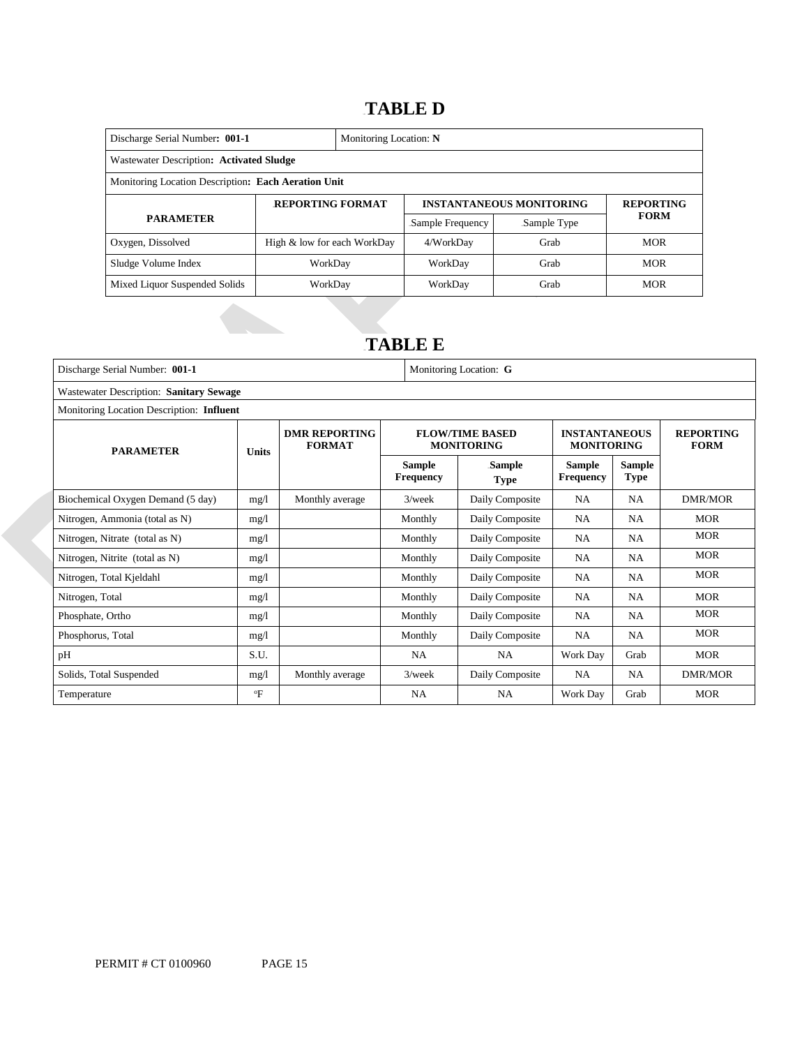# TABLE D

| Discharge Serial Number: **001-1** | | Monitoring Location: **N** | | |
|---|---|---|---|---|
| Wastewater Description: **Activated Sludge** | | | | |
| Monitoring Location Description: **Each Aeration Unit** | | | | |
| **PARAMETER** | **REPORTING FORMAT** | **INSTANTANEOUS MONITORING** | | **REPORTING FORM** |
| | | Sample Frequency | Sample Type | |
| Oxygen, Dissolved | High & low for each WorkDay | 4/WorkDay | Grab | MOR |
| Sludge Volume Index | WorkDay | WorkDay | Grab | MOR |
| Mixed Liquor Suspended Solids | WorkDay | WorkDay | Grab | MOR |

# TABLE E

| Discharge Serial Number: **001-1** | | | | Monitoring Location: **G** | | | |
|---|---|---|---|---|---|---|---|
| Wastewater Description: **Sanitary Sewage** | | | | | | | |
| Monitoring Location Description: **Influent** | | | | | | | |
| **PARAMETER** | **Units** | **DMR REPORTING FORMAT** | **FLOW/TIME BASED MONITORING** | | **INSTANTANEOUS MONITORING** | | **REPORTING FORM** |
| | | | **Sample Frequency** | **Sample Type** | **Sample Frequency** | **Sample Type** | |
| Biochemical Oxygen Demand (5 day) | mg/l | Monthly average | 3/week | Daily Composite | NA | NA | DMR/MOR |
| Nitrogen, Ammonia (total as N) | mg/l | | Monthly | Daily Composite | NA | NA | MOR |
| Nitrogen, Nitrate (total as N) | mg/l | | Monthly | Daily Composite | NA | NA | MOR |
| Nitrogen, Nitrite (total as N) | mg/l | | Monthly | Daily Composite | NA | NA | MOR |
| Nitrogen, Total Kjeldahl | mg/l | | Monthly | Daily Composite | NA | NA | MOR |
| Nitrogen, Total | mg/l | | Monthly | Daily Composite | NA | NA | MOR |
| Phosphate, Ortho | mg/l | | Monthly | Daily Composite | NA | NA | MOR |
| Phosphorus, Total | mg/l | | Monthly | Daily Composite | NA | NA | MOR |
| pH | S.U. | | NA | NA | Work Day | Grab | MOR |
| Solids, Total Suspended | mg/l | Monthly average | 3/week | Daily Composite | NA | NA | DMR/MOR |
| Temperature | °F | | NA | NA | Work Day | Grab | MOR |

PERMIT # CT 0100960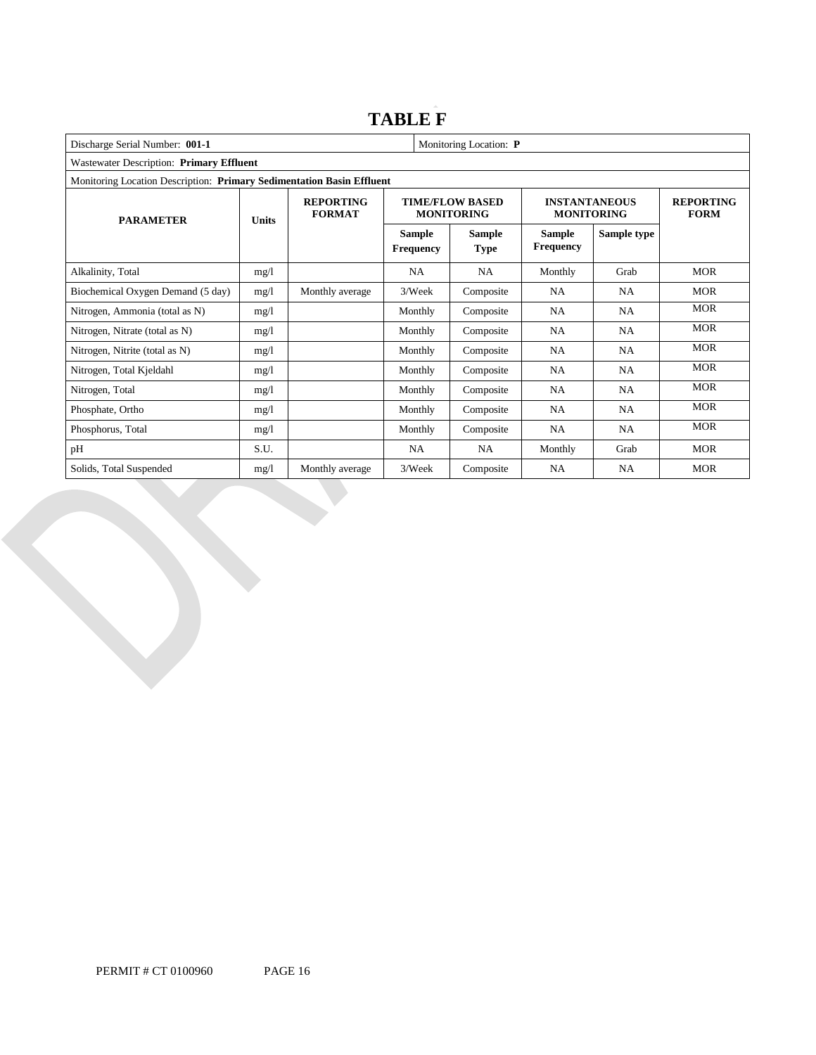# TABLE F

| Discharge Serial Number: **001-1** | | | | Monitoring Location: **P** | | | |
|---|---|---|---|---|---|---|---|
| Wastewater Description: **Primary Effluent** | | | | | | | |
| Monitoring Location Description: **Primary Sedimentation Basin Effluent** | | | | | | | |
| **PARAMETER** | **Units** | **REPORTING FORMAT** | **TIME/FLOW BASED MONITORING** | | **INSTANTANEOUS MONITORING** | | **REPORTING FORM** |
| | | | **Sample Frequency** | **Sample Type** | **Sample Frequency** | **Sample type** | |
| Alkalinity, Total | mg/l | | NA | NA | Monthly | Grab | MOR |
| Biochemical Oxygen Demand (5 day) | mg/l | Monthly average | 3/Week | Composite | NA | NA | MOR |
| Nitrogen, Ammonia (total as N) | mg/l | | Monthly | Composite | NA | NA | MOR |
| Nitrogen, Nitrate (total as N) | mg/l | | Monthly | Composite | NA | NA | MOR |
| Nitrogen, Nitrite (total as N) | mg/l | | Monthly | Composite | NA | NA | MOR |
| Nitrogen, Total Kjeldahl | mg/l | | Monthly | Composite | NA | NA | MOR |
| Nitrogen, Total | mg/l | | Monthly | Composite | NA | NA | MOR |
| Phosphate, Ortho | mg/l | | Monthly | Composite | NA | NA | MOR |
| Phosphorus, Total | mg/l | | Monthly | Composite | NA | NA | MOR |
| pH | S.U. | | NA | NA | Monthly | Grab | MOR |
| Solids, Total Suspended | mg/l | Monthly average | 3/Week | Composite | NA | NA | MOR |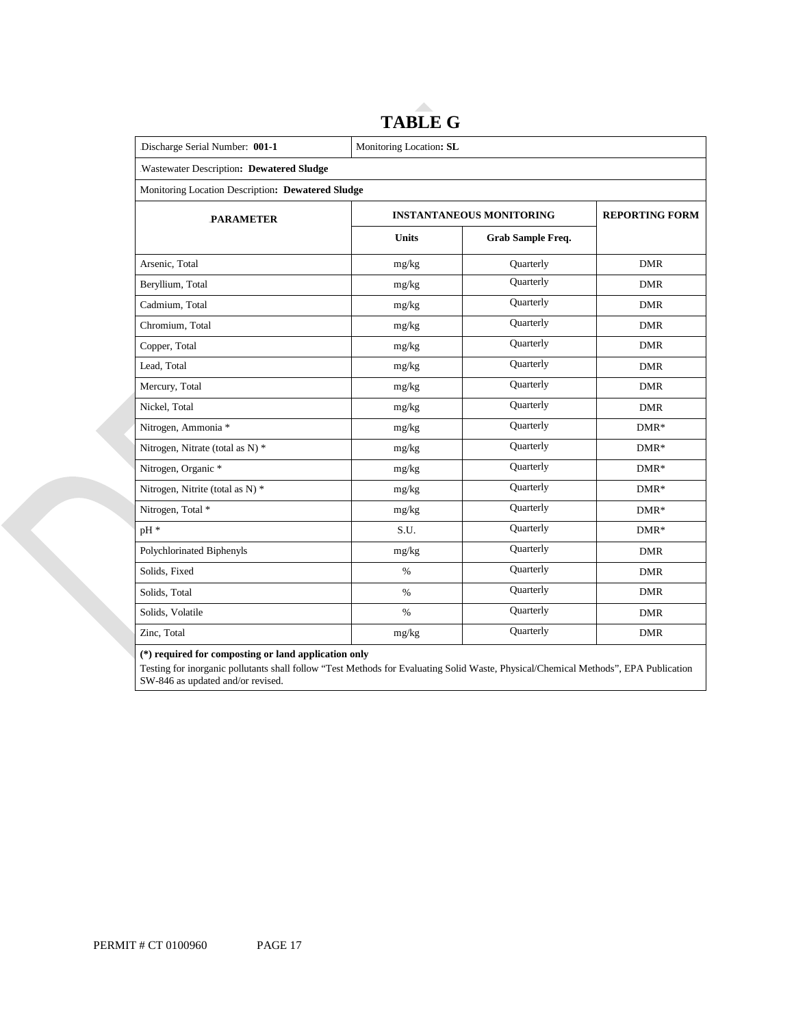# TABLE G

| Discharge Serial Number: **001-1** | Monitoring Location**: SL** | | |
|---|---|---|---|
| Wastewater Description**: Dewatered Sludge** | | | |
| Monitoring Location Description**: Dewatered Sludge** | | | |
| **PARAMETER** | **INSTANTANEOUS MONITORING** | | **REPORTING FORM** |
| | **Units** | **Grab Sample Freq.** | |
| Arsenic, Total | mg/kg | Quarterly | DMR |
| Beryllium, Total | mg/kg | Quarterly | DMR |
| Cadmium, Total | mg/kg | Quarterly | DMR |
| Chromium, Total | mg/kg | Quarterly | DMR |
| Copper, Total | mg/kg | Quarterly | DMR |
| Lead, Total | mg/kg | Quarterly | DMR |
| Mercury, Total | mg/kg | Quarterly | DMR |
| Nickel, Total | mg/kg | Quarterly | DMR |
| Nitrogen, Ammonia * | mg/kg | Quarterly | DMR* |
| Nitrogen, Nitrate (total as N) * | mg/kg | Quarterly | DMR* |
| Nitrogen, Organic * | mg/kg | Quarterly | DMR* |
| Nitrogen, Nitrite (total as N) * | mg/kg | Quarterly | DMR* |
| Nitrogen, Total * | mg/kg | Quarterly | DMR* |
| pH * | S.U. | Quarterly | DMR* |
| Polychlorinated Biphenyls | mg/kg | Quarterly | DMR |
| Solids, Fixed | % | Quarterly | DMR |
| Solids, Total | % | Quarterly | DMR |
| Solids, Volatile | % | Quarterly | DMR |
| Zinc, Total | mg/kg | Quarterly | DMR |

**(*) required for composting or land application only**

Testing for inorganic pollutants shall follow "Test Methods for Evaluating Solid Waste, Physical/Chemical Methods", EPA Publication SW-846 as updated and/or revised.

PERMIT # CT 0100960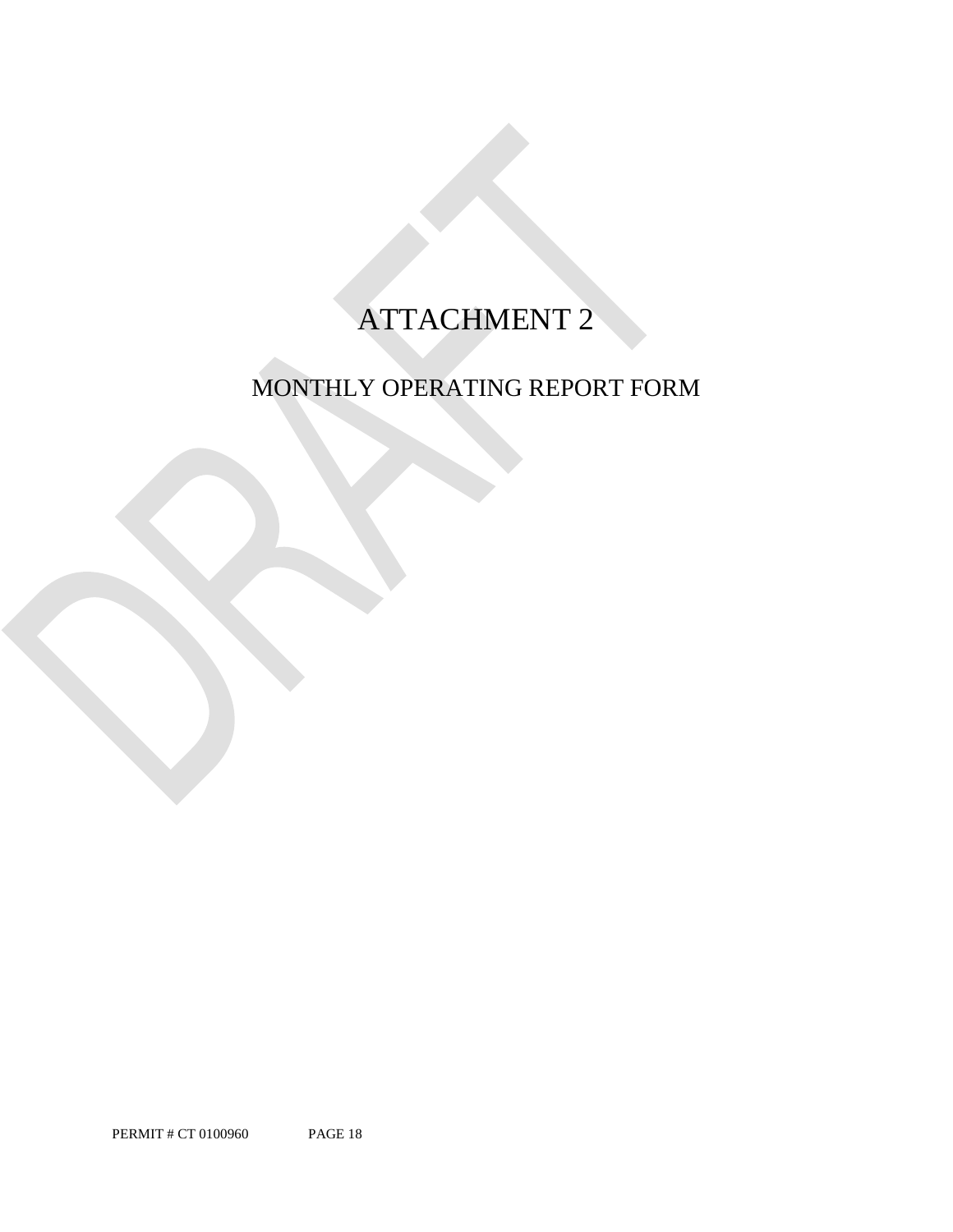# ATTACHMENT 2

## MONTHLY OPERATING REPORT FORM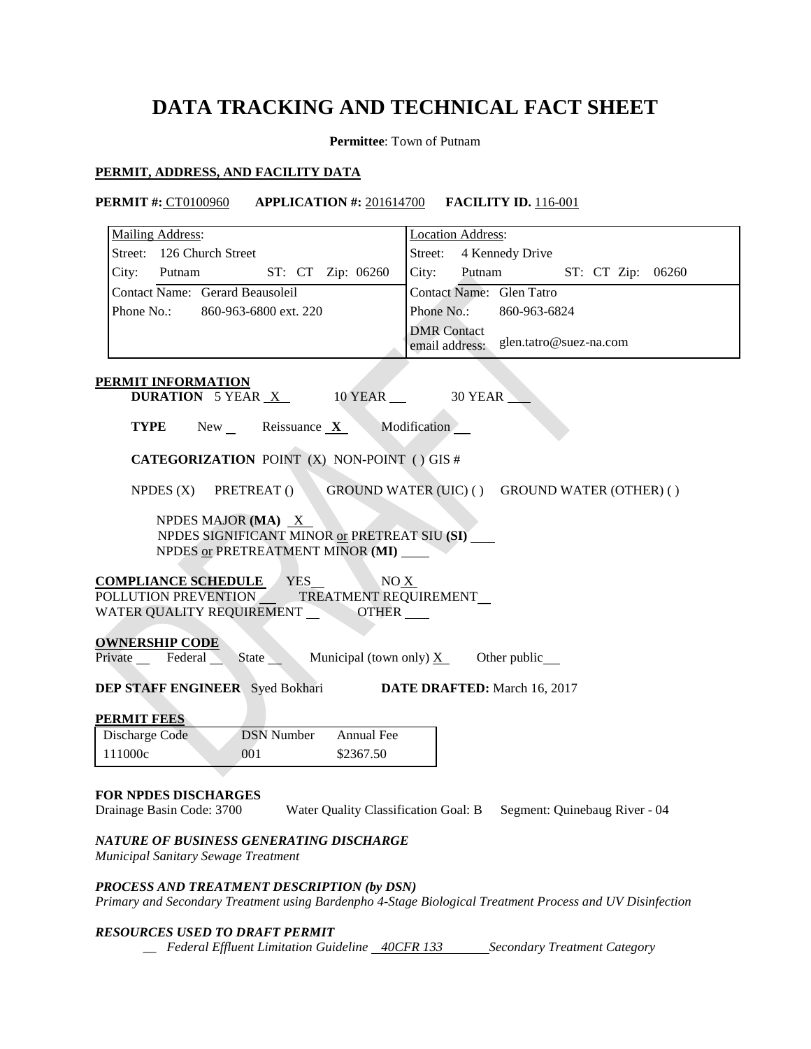# DATA TRACKING AND TECHNICAL FACT SHEET

**Permittee**: Town of Putnam

**PERMIT, ADDRESS, AND FACILITY DATA**

**PERMIT #:** CT0100960 **APPLICATION #:** 201614700 **FACILITY ID.** 116-001

| Mailing Address: | Location Address: |
|---|---|
| Street: 126 Church Street | Street: 4 Kennedy Drive |
| City: Putnam ST: CT Zip: 06260 | City: Putnam ST: CT Zip: 06260 |
| Contact Name: Gerard Beausoleil | Contact Name: Glen Tatro |
| Phone No.: 860-963-6800 ext. 220 | Phone No.: 860-963-6824 |
| | DMR Contact email address: glen.tatro@suez-na.com |

**PERMIT INFORMATION**

**DURATION** 5 YEAR X 10 YEAR __ 30 YEAR __

**TYPE** New __ Reissuance **X** Modification __

**CATEGORIZATION** POINT (X) NON-POINT ( ) GIS #

NPDES (X) PRETREAT () GROUND WATER (UIC) ( ) GROUND WATER (OTHER) ( )

NPDES MAJOR **(MA)** X
NPDES SIGNIFICANT MINOR or PRETREAT SIU **(SI)** __
NPDES or PRETREATMENT MINOR **(MI)** __

**COMPLIANCE SCHEDULE** YES__ NO X
POLLUTION PREVENTION __ TREATMENT REQUIREMENT __
WATER QUALITY REQUIREMENT __ OTHER __

**OWNERSHIP CODE**
Private __ Federal __ State __ Municipal (town only) X Other public __

**DEP STAFF ENGINEER** Syed Bokhari **DATE DRAFTED:** March 16, 2017

**PERMIT FEES**

| Discharge Code | DSN Number | Annual Fee |
|---|---|---|
| 111000c | 001 | $2367.50 |

**FOR NPDES DISCHARGES**
Drainage Basin Code: 3700 Water Quality Classification Goal: B Segment: Quinebaug River - 04

***NATURE OF BUSINESS GENERATING DISCHARGE***
*Municipal Sanitary Sewage Treatment*

***PROCESS AND TREATMENT DESCRIPTION (by DSN)***
*Primary and Secondary Treatment using Bardenpho 4-Stage Biological Treatment Process and UV Disinfection*

***RESOURCES USED TO DRAFT PERMIT***
*__ Federal Effluent Limitation Guideline 40CFR 133 Secondary Treatment Category*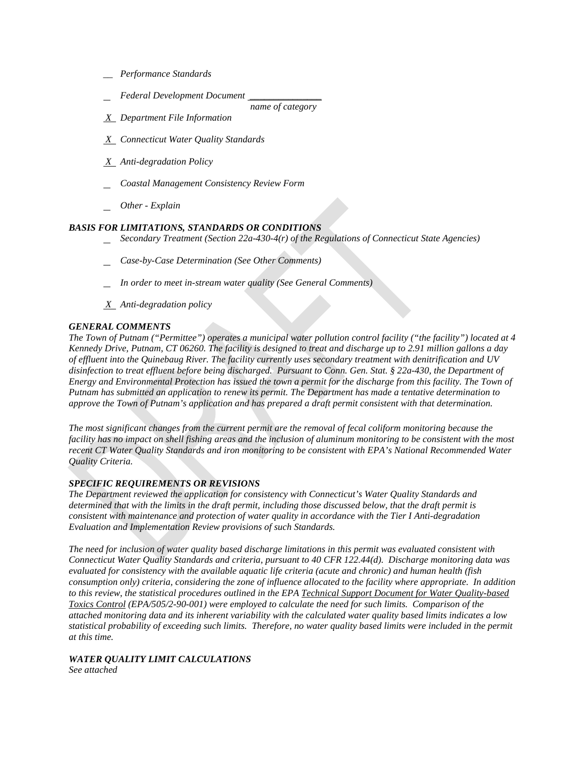__ *Performance Standards*

_ *Federal Development Document* _______________
*name of category*

_X_ *Department File Information*

_X_ *Connecticut Water Quality Standards*

_X_ *Anti-degradation Policy*

_ *Coastal Management Consistency Review Form*

_ *Other - Explain*

***BASIS FOR LIMITATIONS, STANDARDS OR CONDITIONS***

_ *Secondary Treatment (Section 22a-430-4(r) of the Regulations of Connecticut State Agencies)*

_ *Case-by-Case Determination (See Other Comments)*

_ *In order to meet in-stream water quality (See General Comments)*

_X_ *Anti-degradation policy*

***GENERAL COMMENTS***

*The Town of Putnam ("Permittee") operates a municipal water pollution control facility ("the facility") located at 4 Kennedy Drive, Putnam, CT 06260. The facility is designed to treat and discharge up to 2.91 million gallons a day of effluent into the Quinebaug River. The facility currently uses secondary treatment with denitrification and UV disinfection to treat effluent before being discharged. Pursuant to Conn. Gen. Stat. § 22a-430, the Department of Energy and Environmental Protection has issued the town a permit for the discharge from this facility. The Town of Putnam has submitted an application to renew its permit. The Department has made a tentative determination to approve the Town of Putnam's application and has prepared a draft permit consistent with that determination.*

*The most significant changes from the current permit are the removal of fecal coliform monitoring because the facility has no impact on shell fishing areas and the inclusion of aluminum monitoring to be consistent with the most recent CT Water Quality Standards and iron monitoring to be consistent with EPA's National Recommended Water Quality Criteria.*

***SPECIFIC REQUIREMENTS OR REVISIONS***

*The Department reviewed the application for consistency with Connecticut's Water Quality Standards and determined that with the limits in the draft permit, including those discussed below, that the draft permit is consistent with maintenance and protection of water quality in accordance with the Tier I Anti-degradation Evaluation and Implementation Review provisions of such Standards.*

*The need for inclusion of water quality based discharge limitations in this permit was evaluated consistent with Connecticut Water Quality Standards and criteria, pursuant to 40 CFR 122.44(d). Discharge monitoring data was evaluated for consistency with the available aquatic life criteria (acute and chronic) and human health (fish consumption only) criteria, considering the zone of influence allocated to the facility where appropriate. In addition to this review, the statistical procedures outlined in the EPA Technical Support Document for Water Quality-based Toxics Control (EPA/505/2-90-001) were employed to calculate the need for such limits. Comparison of the attached monitoring data and its inherent variability with the calculated water quality based limits indicates a low statistical probability of exceeding such limits. Therefore, no water quality based limits were included in the permit at this time.*

***WATER QUALITY LIMIT CALCULATIONS***

*See attached*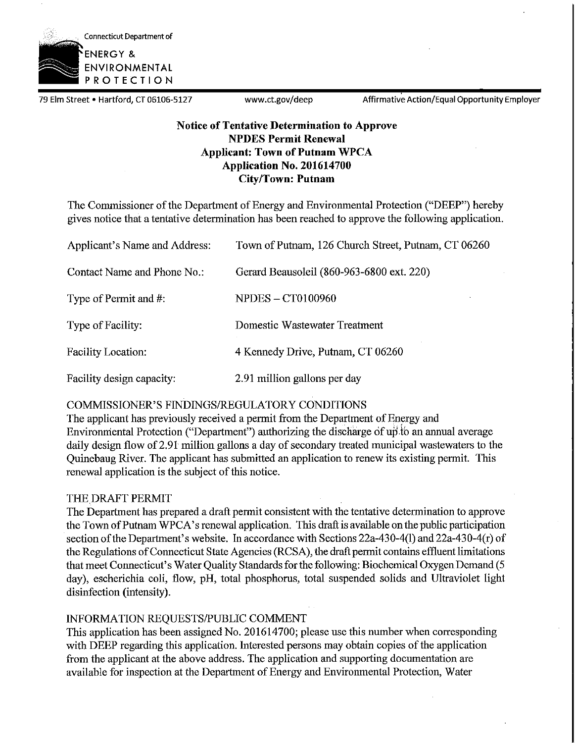Connecticut Department of

ENERGY & ENVIRONMENTAL PROTECTION

79 Elm Street • Hartford, CT 06106-5127 www.ct.gov/deep Affirmative Action/Equal Opportunity Employer

**Notice of Tentative Determination to Approve**
**NPDES Permit Renewal**
**Applicant: Town of Putnam WPCA**
**Application No. 201614700**
**City/Town: Putnam**

The Commissioner of the Department of Energy and Environmental Protection ("DEEP") hereby gives notice that a tentative determination has been reached to approve the following application.

| | |
|---|---|
| Applicant's Name and Address: | Town of Putnam, 126 Church Street, Putnam, CT 06260 |
| Contact Name and Phone No.: | Gerard Beausoleil (860-963-6800 ext. 220) |
| Type of Permit and #: | NPDES – CT0100960 |
| Type of Facility: | Domestic Wastewater Treatment |
| Facility Location: | 4 Kennedy Drive, Putnam, CT 06260 |
| Facility design capacity: | 2.91 million gallons per day |

COMMISSIONER'S FINDINGS/REGULATORY CONDITIONS

The applicant has previously received a permit from the Department of Energy and Environmental Protection ("Department") authorizing the discharge of up to an annual average daily design flow of 2.91 million gallons a day of secondary treated municipal wastewaters to the Quinebaug River. The applicant has submitted an application to renew its existing permit. This renewal application is the subject of this notice.

THE DRAFT PERMIT

The Department has prepared a draft permit consistent with the tentative determination to approve the Town of Putnam WPCA's renewal application. This draft is available on the public participation section of the Department's website. In accordance with Sections 22a-430-4(l) and 22a-430-4(r) of the Regulations of Connecticut State Agencies (RCSA), the draft permit contains effluent limitations that meet Connecticut's Water Quality Standards for the following: Biochemical Oxygen Demand (5 day), escherichia coli, flow, pH, total phosphorus, total suspended solids and Ultraviolet light disinfection (intensity).

INFORMATION REQUESTS/PUBLIC COMMENT

This application has been assigned No. 201614700; please use this number when corresponding with DEEP regarding this application. Interested persons may obtain copies of the application from the applicant at the above address. The application and supporting documentation are available for inspection at the Department of Energy and Environmental Protection, Water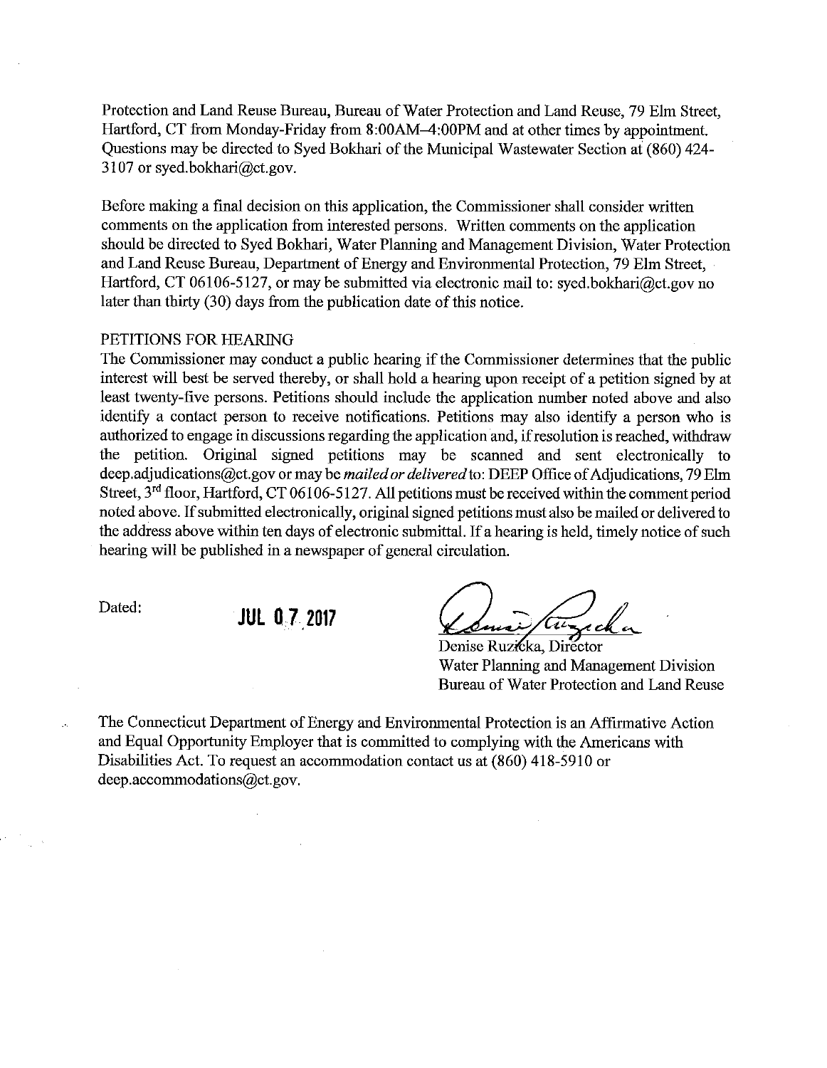Protection and Land Reuse Bureau, Bureau of Water Protection and Land Reuse, 79 Elm Street, Hartford, CT from Monday-Friday from 8:00AM–4:00PM and at other times by appointment. Questions may be directed to Syed Bokhari of the Municipal Wastewater Section at (860) 424-3107 or syed.bokhari@ct.gov.

Before making a final decision on this application, the Commissioner shall consider written comments on the application from interested persons. Written comments on the application should be directed to Syed Bokhari, Water Planning and Management Division, Water Protection and Land Reuse Bureau, Department of Energy and Environmental Protection, 79 Elm Street, Hartford, CT 06106-5127, or may be submitted via electronic mail to: syed.bokhari@ct.gov no later than thirty (30) days from the publication date of this notice.

PETITIONS FOR HEARING

The Commissioner may conduct a public hearing if the Commissioner determines that the public interest will best be served thereby, or shall hold a hearing upon receipt of a petition signed by at least twenty-five persons. Petitions should include the application number noted above and also identify a contact person to receive notifications. Petitions may also identify a person who is authorized to engage in discussions regarding the application and, if resolution is reached, withdraw the petition. Original signed petitions may be scanned and sent electronically to deep.adjudications@ct.gov or may be *mailed or delivered* to: DEEP Office of Adjudications, 79 Elm Street, 3rd floor, Hartford, CT 06106-5127. All petitions must be received within the comment period noted above. If submitted electronically, original signed petitions must also be mailed or delivered to the address above within ten days of electronic submittal. If a hearing is held, timely notice of such hearing will be published in a newspaper of general circulation.

Dated: **JUL 07 2017**

Denise Ruzicka, Director
Water Planning and Management Division
Bureau of Water Protection and Land Reuse

The Connecticut Department of Energy and Environmental Protection is an Affirmative Action and Equal Opportunity Employer that is committed to complying with the Americans with Disabilities Act. To request an accommodation contact us at (860) 418-5910 or deep.accommodations@ct.gov.